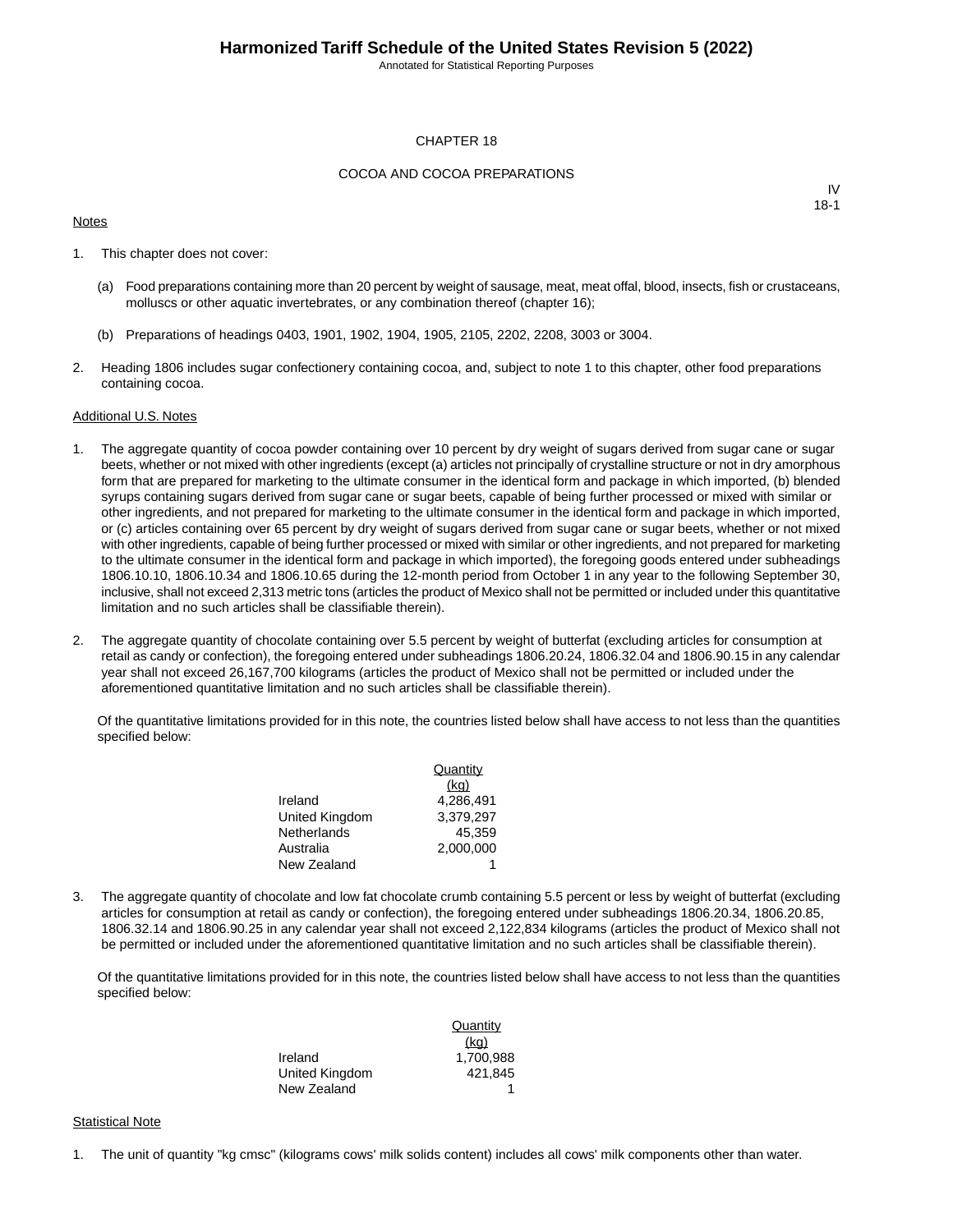# CHAPTER 18

## COCOA AND COCOA PREPARATIONS

IV
18-1

Notes

1. This chapter does not cover:

   (a) Food preparations containing more than 20 percent by weight of sausage, meat, meat offal, blood, insects, fish or crustaceans, molluscs or other aquatic invertebrates, or any combination thereof (chapter 16);

   (b) Preparations of headings 0403, 1901, 1902, 1904, 1905, 2105, 2202, 2208, 3003 or 3004.

2. Heading 1806 includes sugar confectionery containing cocoa, and, subject to note 1 to this chapter, other food preparations containing cocoa.

Additional U.S. Notes

1. The aggregate quantity of cocoa powder containing over 10 percent by dry weight of sugars derived from sugar cane or sugar beets, whether or not mixed with other ingredients (except (a) articles not principally of crystalline structure or not in dry amorphous form that are prepared for marketing to the ultimate consumer in the identical form and package in which imported, (b) blended syrups containing sugars derived from sugar cane or sugar beets, capable of being further processed or mixed with similar or other ingredients, and not prepared for marketing to the ultimate consumer in the identical form and package in which imported, or (c) articles containing over 65 percent by dry weight of sugars derived from sugar cane or sugar beets, whether or not mixed with other ingredients, capable of being further processed or mixed with similar or other ingredients, and not prepared for marketing to the ultimate consumer in the identical form and package in which imported), the foregoing goods entered under subheadings 1806.10.10, 1806.10.34 and 1806.10.65 during the 12-month period from October 1 in any year to the following September 30, inclusive, shall not exceed 2,313 metric tons (articles the product of Mexico shall not be permitted or included under this quantitative limitation and no such articles shall be classifiable therein).

2. The aggregate quantity of chocolate containing over 5.5 percent by weight of butterfat (excluding articles for consumption at retail as candy or confection), the foregoing entered under subheadings 1806.20.24, 1806.32.04 and 1806.90.15 in any calendar year shall not exceed 26,167,700 kilograms (articles the product of Mexico shall not be permitted or included under the aforementioned quantitative limitation and no such articles shall be classifiable therein).

   Of the quantitative limitations provided for in this note, the countries listed below shall have access to not less than the quantities specified below:

| | Quantity (kg) |
|---|---|
| Ireland | 4,286,491 |
| United Kingdom | 3,379,297 |
| Netherlands | 45,359 |
| Australia | 2,000,000 |
| New Zealand | 1 |

3. The aggregate quantity of chocolate and low fat chocolate crumb containing 5.5 percent or less by weight of butterfat (excluding articles for consumption at retail as candy or confection), the foregoing entered under subheadings 1806.20.34, 1806.20.85, 1806.32.14 and 1806.90.25 in any calendar year shall not exceed 2,122,834 kilograms (articles the product of Mexico shall not be permitted or included under the aforementioned quantitative limitation and no such articles shall be classifiable therein).

   Of the quantitative limitations provided for in this note, the countries listed below shall have access to not less than the quantities specified below:

| | Quantity (kg) |
|---|---|
| Ireland | 1,700,988 |
| United Kingdom | 421,845 |
| New Zealand | 1 |

Statistical Note

1. The unit of quantity "kg cmsc" (kilograms cows' milk solids content) includes all cows' milk components other than water.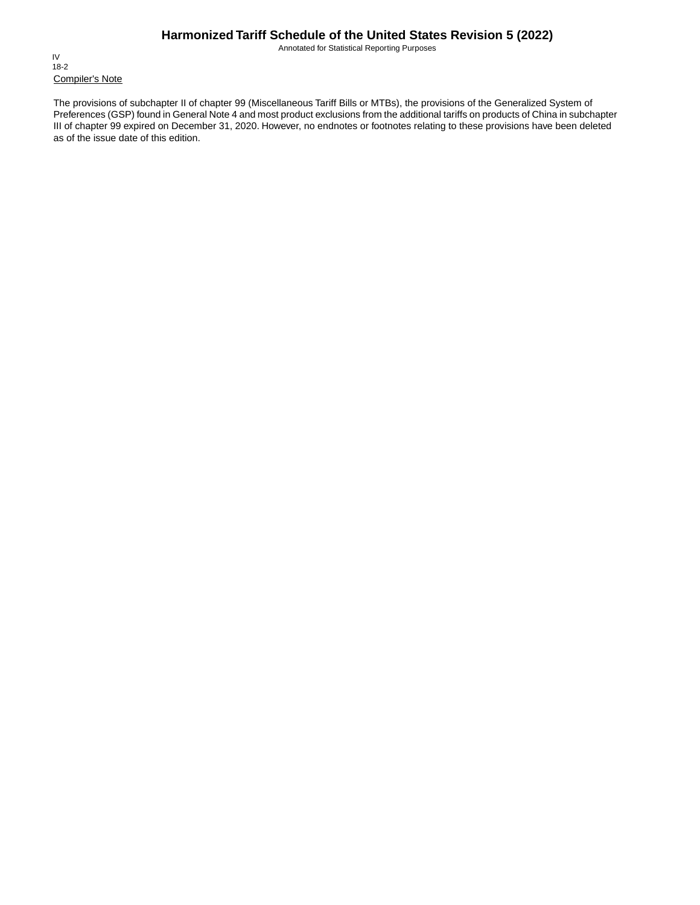Compiler's Note

The provisions of subchapter II of chapter 99 (Miscellaneous Tariff Bills or MTBs), the provisions of the Generalized System of Preferences (GSP) found in General Note 4 and most product exclusions from the additional tariffs on products of China in subchapter III of chapter 99 expired on December 31, 2020. However, no endnotes or footnotes relating to these provisions have been deleted as of the issue date of this edition.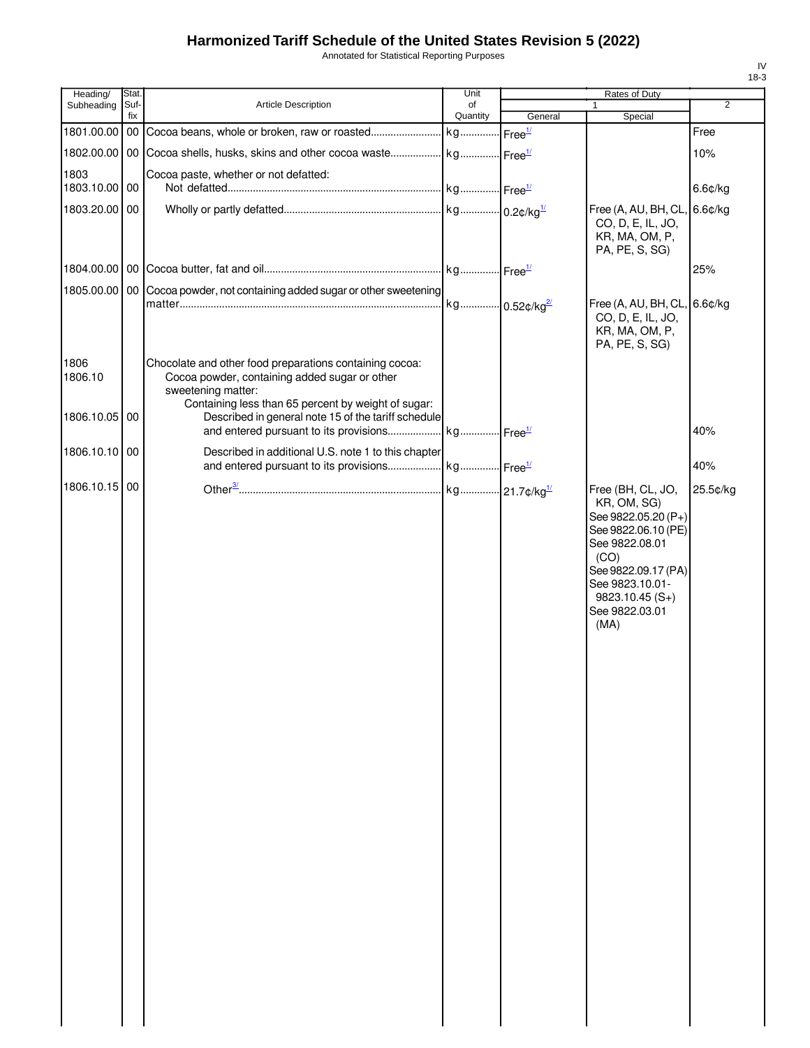# Harmonized Tariff Schedule of the United States Revision 5 (2022)

Annotated for Statistical Reporting Purposes

IV
18-3

| Heading/ Subheading | Stat. Suf- fix | Article Description | Unit of Quantity | Rates of Duty 1 General | Special | 2 |
|---|---|---|---|---|---|---|
| 1801.00.00 | 00 | Cocoa beans, whole or broken, raw or roasted | kg | Free[1/] | | Free |
| 1802.00.00 | 00 | Cocoa shells, husks, skins and other cocoa waste | kg | Free[1/] | | 10% |
| 1803 | | Cocoa paste, whether or not defatted: | | | | |
| 1803.10.00 | 00 | Not defatted | kg | Free[1/] | | 6.6¢/kg |
| 1803.20.00 | 00 | Wholly or partly defatted | kg | 0.2¢/kg[1/] | Free (A, AU, BH, CL, CO, D, E, IL, JO, KR, MA, OM, P, PA, PE, S, SG) | 6.6¢/kg |
| 1804.00.00 | 00 | Cocoa butter, fat and oil | kg | Free[1/] | | 25% |
| 1805.00.00 | 00 | Cocoa powder, not containing added sugar or other sweetening matter | kg | 0.52¢/kg[2/] | Free (A, AU, BH, CL, CO, D, E, IL, JO, KR, MA, OM, P, PA, PE, S, SG) | 6.6¢/kg |
| 1806 | | Chocolate and other food preparations containing cocoa: | | | | |
| 1806.10 | | Cocoa powder, containing added sugar or other sweetening matter: | | | | |
| | | Containing less than 65 percent by weight of sugar: | | | | |
| 1806.10.05 | 00 | Described in general note 15 of the tariff schedule and entered pursuant to its provisions | kg | Free[1/] | | 40% |
| 1806.10.10 | 00 | Described in additional U.S. note 1 to this chapter and entered pursuant to its provisions | kg | Free[1/] | | 40% |
| 1806.10.15 | 00 | Other[3/] | kg | 21.7¢/kg[1/] | Free (BH, CL, JO, KR, OM, SG) See 9822.05.20 (P+) See 9822.06.10 (PE) See 9822.08.01 (CO) See 9822.09.17 (PA) See 9823.10.01-9823.10.45 (S+) See 9822.03.01 (MA) | 25.5¢/kg |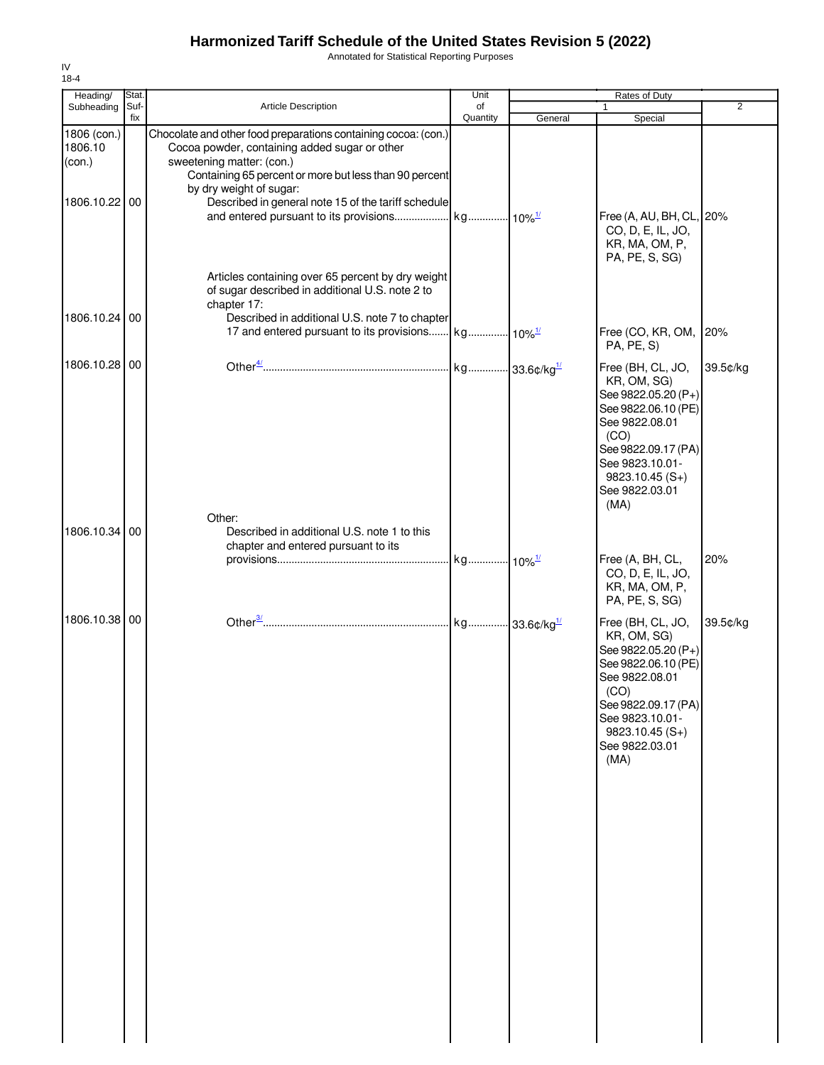# Harmonized Tariff Schedule of the United States Revision 5 (2022)

Annotated for Statistical Reporting Purposes

IV
18-4

| Heading/ Subheading | Stat. Suf-fix | Article Description | Unit of Quantity | Rates of Duty 1 General | Special | 2 |
|---|---|---|---|---|---|---|
| 1806 (con.) 1806.10 (con.) | | Chocolate and other food preparations containing cocoa: (con.) Cocoa powder, containing added sugar or other sweetening matter: (con.) Containing 65 percent or more but less than 90 percent by dry weight of sugar: | | | | |
| 1806.10.22 | 00 | Described in general note 15 of the tariff schedule and entered pursuant to its provisions | kg | 10%[1/] | Free (A, AU, BH, CL, CO, D, E, IL, JO, KR, MA, OM, P, PA, PE, S, SG) | 20% |
| | | Articles containing over 65 percent by dry weight of sugar described in additional U.S. note 2 to chapter 17: | | | | |
| 1806.10.24 | 00 | Described in additional U.S. note 7 to chapter 17 and entered pursuant to its provisions | kg | 10%[1/] | Free (CO, KR, OM, PA, PE, S) | 20% |
| 1806.10.28 | 00 | Other[4/] | kg | 33.6¢/kg[1/] | Free (BH, CL, JO, KR, OM, SG) See 9822.05.20 (P+) See 9822.06.10 (PE) See 9822.08.01 (CO) See 9822.09.17 (PA) See 9823.10.01-9823.10.45 (S+) See 9822.03.01 (MA) | 39.5¢/kg |
| | | Other: | | | | |
| 1806.10.34 | 00 | Described in additional U.S. note 1 to this chapter and entered pursuant to its provisions | kg | 10%[1/] | Free (A, BH, CL, CO, D, E, IL, JO, KR, MA, OM, P, PA, PE, S, SG) | 20% |
| 1806.10.38 | 00 | Other[3/] | kg | 33.6¢/kg[1/] | Free (BH, CL, JO, KR, OM, SG) See 9822.05.20 (P+) See 9822.06.10 (PE) See 9822.08.01 (CO) See 9822.09.17 (PA) See 9823.10.01-9823.10.45 (S+) See 9822.03.01 (MA) | 39.5¢/kg |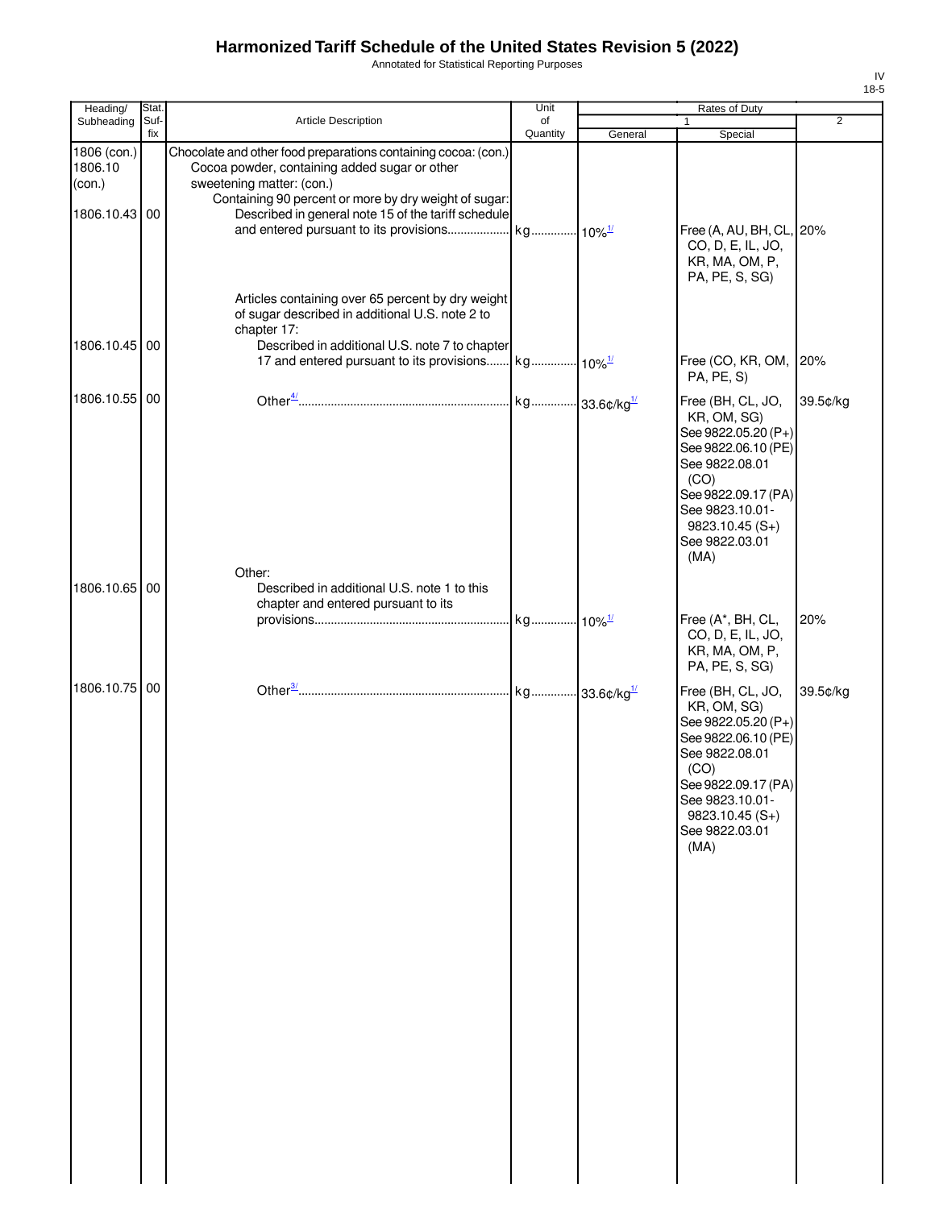# Harmonized Tariff Schedule of the United States Revision 5 (2022)

Annotated for Statistical Reporting Purposes

IV
18-5

| Heading/ Subheading | Stat. Suf- fix | Article Description | Unit of Quantity | Rates of Duty 1 General | Special | 2 |
|---|---|---|---|---|---|---|
| 1806 (con.) 1806.10 (con.) | | Chocolate and other food preparations containing cocoa: (con.) Cocoa powder, containing added sugar or other sweetening matter: (con.) Containing 90 percent or more by dry weight of sugar: | | | | |
| 1806.10.43 | 00 | Described in general note 15 of the tariff schedule and entered pursuant to its provisions | kg | 10%[1/] | Free (A, AU, BH, CL, CO, D, E, IL, JO, KR, MA, OM, P, PA, PE, S, SG) | 20% |
| | | Articles containing over 65 percent by dry weight of sugar described in additional U.S. note 2 to chapter 17: | | | | |
| 1806.10.45 | 00 | Described in additional U.S. note 7 to chapter 17 and entered pursuant to its provisions | kg | 10%[1/] | Free (CO, KR, OM, PA, PE, S) | 20% |
| 1806.10.55 | 00 | Other[4/] | kg | 33.6¢/kg[1/] | Free (BH, CL, JO, KR, OM, SG) See 9822.05.20 (P+) See 9822.06.10 (PE) See 9822.08.01 (CO) See 9822.09.17 (PA) See 9823.10.01-9823.10.45 (S+) See 9822.03.01 (MA) | 39.5¢/kg |
| | | Other: | | | | |
| 1806.10.65 | 00 | Described in additional U.S. note 1 to this chapter and entered pursuant to its provisions | kg | 10%[1/] | Free (A*, BH, CL, CO, D, E, IL, JO, KR, MA, OM, P, PA, PE, S, SG) | 20% |
| 1806.10.75 | 00 | Other[3/] | kg | 33.6¢/kg[1/] | Free (BH, CL, JO, KR, OM, SG) See 9822.05.20 (P+) See 9822.06.10 (PE) See 9822.08.01 (CO) See 9822.09.17 (PA) See 9823.10.01-9823.10.45 (S+) See 9822.03.01 (MA) | 39.5¢/kg |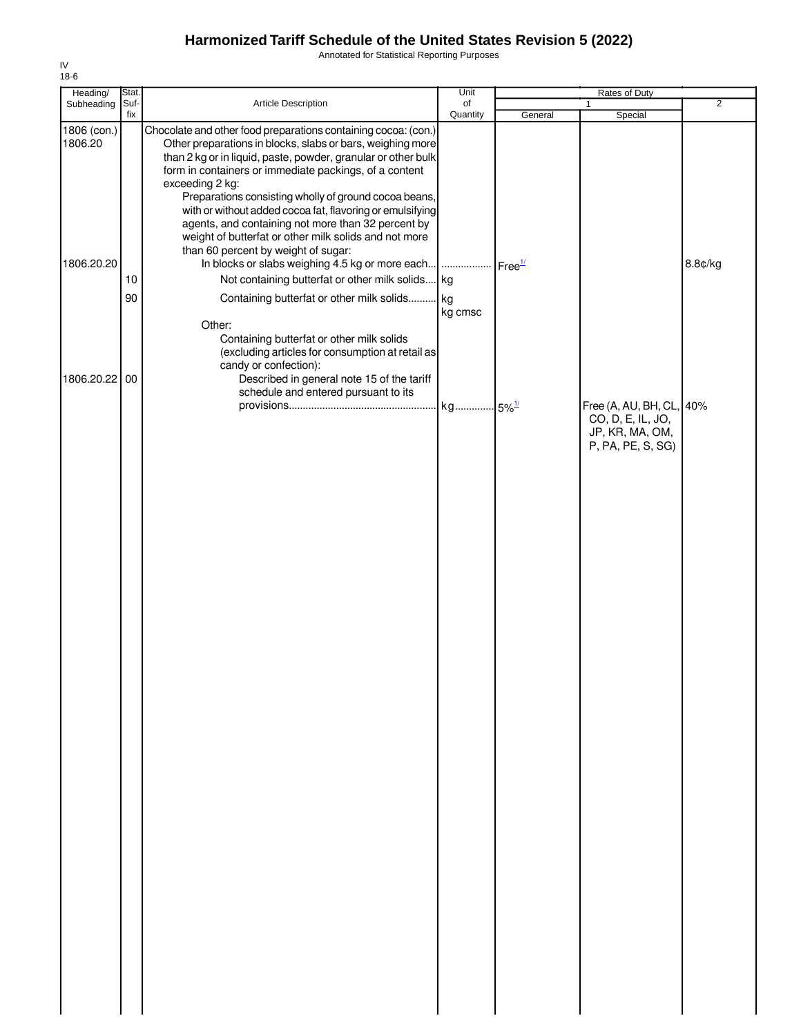# Harmonized Tariff Schedule of the United States Revision 5 (2022)

Annotated for Statistical Reporting Purposes

IV
18-6

| Heading/ Subheading | Stat. Suf- fix | Article Description | Unit of Quantity | Rates of Duty 1 General | Special | 2 |
|---|---|---|---|---|---|---|
| 1806 (con.) | | Chocolate and other food preparations containing cocoa: (con.) | | | | |
| 1806.20 | | Other preparations in blocks, slabs or bars, weighing more than 2 kg or in liquid, paste, powder, granular or other bulk form in containers or immediate packings, of a content exceeding 2 kg: | | | | |
| | | Preparations consisting wholly of ground cocoa beans, with or without added cocoa fat, flavoring or emulsifying agents, and containing not more than 32 percent by weight of butterfat or other milk solids and not more than 60 percent by weight of sugar: | | | | |
| 1806.20.20 | | In blocks or slabs weighing 4.5 kg or more each | | Free[1/] | | 8.8¢/kg |
| | 10 | Not containing butterfat or other milk solids | kg | | | |
| | 90 | Containing butterfat or other milk solids | kg<br>kg cmsc | | | |
| | | Other: | | | | |
| | | Containing butterfat or other milk solids (excluding articles for consumption at retail as candy or confection): | | | | |
| 1806.20.22 | 00 | Described in general note 15 of the tariff schedule and entered pursuant to its provisions | kg | 5%[1/] | Free (A, AU, BH, CL, CO, D, E, IL, JO, JP, KR, MA, OM, P, PA, PE, S, SG) | 40% |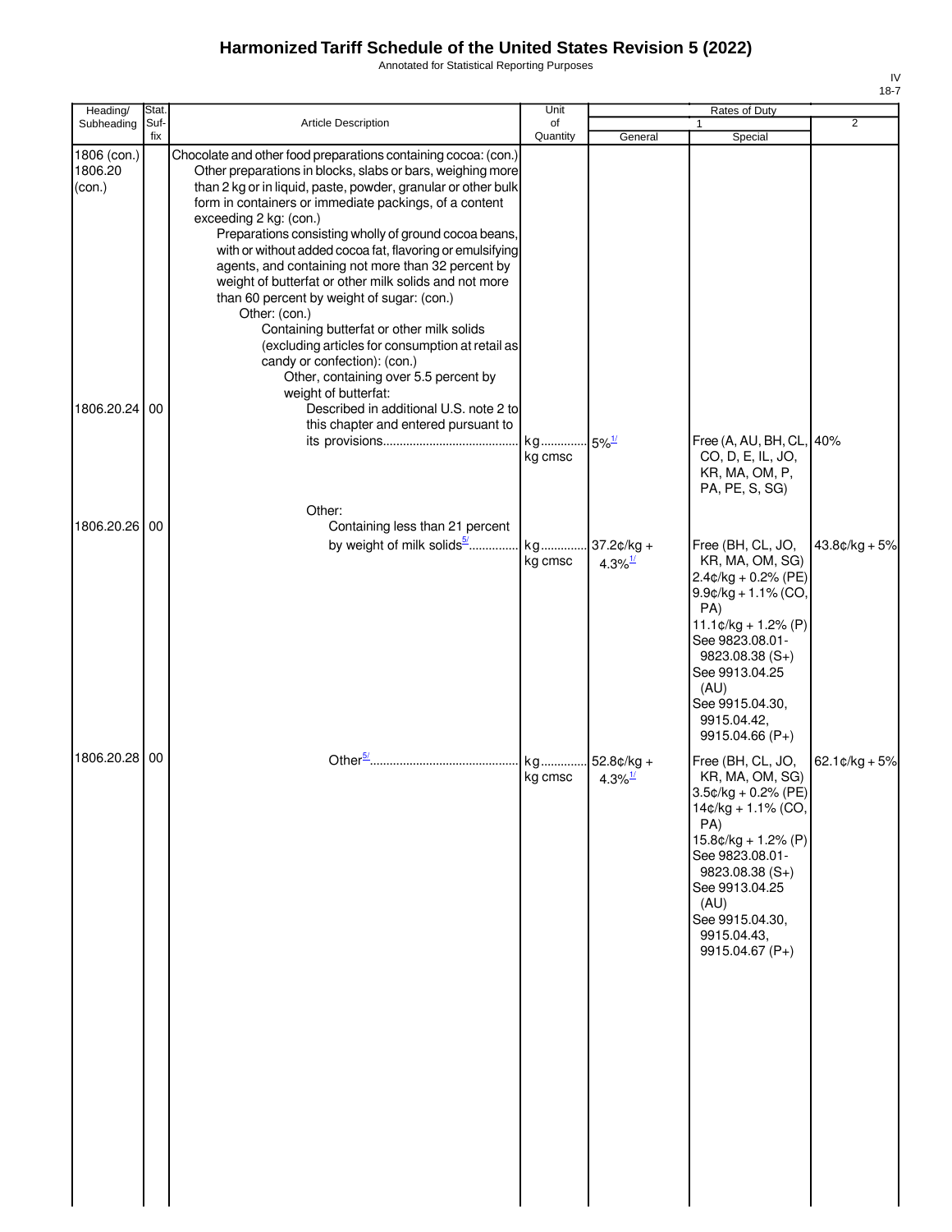# Harmonized Tariff Schedule of the United States Revision 5 (2022)

Annotated for Statistical Reporting Purposes

IV
18-7

| Heading/ Subheading | Stat. Suf- fix | Article Description | Unit of Quantity | Rates of Duty 1 General | Special | 2 |
|---|---|---|---|---|---|---|
| 1806 (con.) 1806.20 (con.) | | Chocolate and other food preparations containing cocoa: (con.) Other preparations in blocks, slabs or bars, weighing more than 2 kg or in liquid, paste, powder, granular or other bulk form in containers or immediate packings, of a content exceeding 2 kg: (con.) Preparations consisting wholly of ground cocoa beans, with or without added cocoa fat, flavoring or emulsifying agents, and containing not more than 32 percent by weight of butterfat or other milk solids and not more than 60 percent by weight of sugar: (con.) Other: (con.) Containing butterfat or other milk solids (excluding articles for consumption at retail as candy or confection): (con.) Other, containing over 5.5 percent by weight of butterfat: | | | | |
| 1806.20.24 | 00 | Described in additional U.S. note 2 to this chapter and entered pursuant to its provisions | kg kg cmsc | 5%[1] | Free (A, AU, BH, CL, CO, D, E, IL, JO, KR, MA, OM, P, PA, PE, S, SG) | 40% |
| | | Other: | | | | |
| 1806.20.26 | 00 | Containing less than 21 percent by weight of milk solids[5] | kg kg cmsc | 37.2¢/kg + 4.3%[1] | Free (BH, CL, JO, KR, MA, OM, SG) 2.4¢/kg + 0.2% (PE) 9.9¢/kg + 1.1% (CO, PA) 11.1¢/kg + 1.2% (P) See 9823.08.01-9823.08.38 (S+) See 9913.04.25 (AU) See 9915.04.30, 9915.04.42, 9915.04.66 (P+) | 43.8¢/kg + 5% |
| 1806.20.28 | 00 | Other[5] | kg kg cmsc | 52.8¢/kg + 4.3%[1] | Free (BH, CL, JO, KR, MA, OM, SG) 3.5¢/kg + 0.2% (PE) 14¢/kg + 1.1% (CO, PA) 15.8¢/kg + 1.2% (P) See 9823.08.01-9823.08.38 (S+) See 9913.04.25 (AU) See 9915.04.30, 9915.04.43, 9915.04.67 (P+) | 62.1¢/kg + 5% |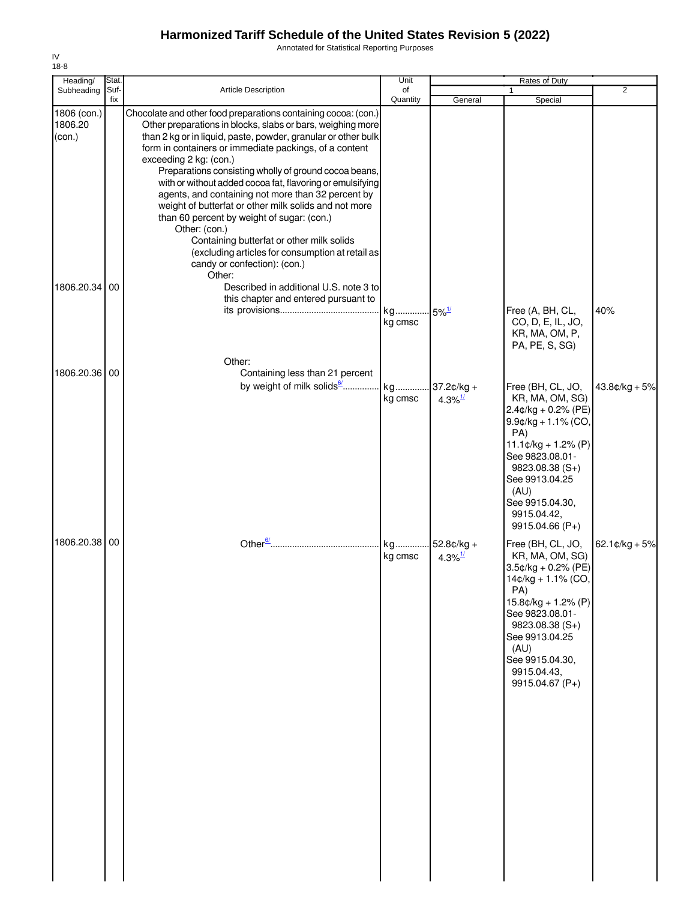# Harmonized Tariff Schedule of the United States Revision 5 (2022)

Annotated for Statistical Reporting Purposes

IV
18-8

| Heading/ Subheading | Stat. Suf- fix | Article Description | Unit of Quantity | Rates of Duty 1 General | Special | 2 |
|---|---|---|---|---|---|---|
| 1806 (con.) 1806.20 (con.) | | Chocolate and other food preparations containing cocoa: (con.) Other preparations in blocks, slabs or bars, weighing more than 2 kg or in liquid, paste, powder, granular or other bulk form in containers or immediate packings, of a content exceeding 2 kg: (con.) Preparations consisting wholly of ground cocoa beans, with or without added cocoa fat, flavoring or emulsifying agents, and containing not more than 32 percent by weight of butterfat or other milk solids and not more than 60 percent by weight of sugar: (con.) Other: (con.) Containing butterfat or other milk solids (excluding articles for consumption at retail as candy or confection): (con.) Other: | | | | |
| 1806.20.34 | 00 | Described in additional U.S. note 3 to this chapter and entered pursuant to its provisions | kg kg cmsc | 5%[1/] | Free (A, BH, CL, CO, D, E, IL, JO, KR, MA, OM, P, PA, PE, S, SG) | 40% |
| | | Other: | | | | |
| 1806.20.36 | 00 | Containing less than 21 percent by weight of milk solids[6/] | kg kg cmsc | 37.2¢/kg + 4.3%[1/] | Free (BH, CL, JO, KR, MA, OM, SG) 2.4¢/kg + 0.2% (PE) 9.9¢/kg + 1.1% (CO, PA) 11.1¢/kg + 1.2% (P) See 9823.08.01-9823.08.38 (S+) See 9913.04.25 (AU) See 9915.04.30, 9915.04.42, 9915.04.66 (P+) | 43.8¢/kg + 5% |
| 1806.20.38 | 00 | Other[6/] | kg kg cmsc | 52.8¢/kg + 4.3%[1/] | Free (BH, CL, JO, KR, MA, OM, SG) 3.5¢/kg + 0.2% (PE) 14¢/kg + 1.1% (CO, PA) 15.8¢/kg + 1.2% (P) See 9823.08.01-9823.08.38 (S+) See 9913.04.25 (AU) See 9915.04.30, 9915.04.43, 9915.04.67 (P+) | 62.1¢/kg + 5% |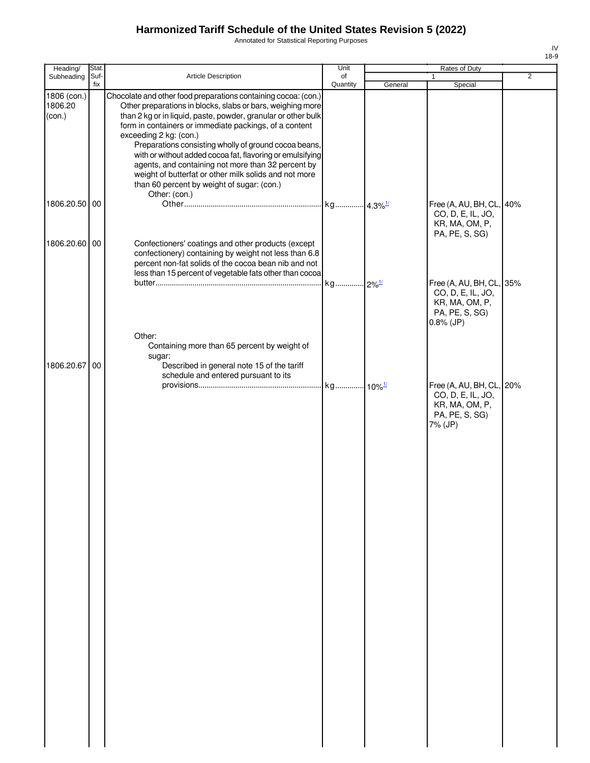# Harmonized Tariff Schedule of the United States Revision 5 (2022)

Annotated for Statistical Reporting Purposes

IV
18-9

| Heading/ Subheading | Stat. Suf- fix | Article Description | Unit of Quantity | Rates of Duty 1 General | Special | 2 |
|---|---|---|---|---|---|---|
| 1806 (con.) 1806.20 (con.) | | Chocolate and other food preparations containing cocoa: (con.) Other preparations in blocks, slabs or bars, weighing more than 2 kg or in liquid, paste, powder, granular or other bulk form in containers or immediate packings, of a content exceeding 2 kg: (con.) Preparations consisting wholly of ground cocoa beans, with or without added cocoa fat, flavoring or emulsifying agents, and containing not more than 32 percent by weight of butterfat or other milk solids and not more than 60 percent by weight of sugar: (con.) Other: (con.) | | | | |
| 1806.20.50 | 00 | Other | kg | 4.3%[1/] | Free (A, AU, BH, CL, CO, D, E, IL, JO, KR, MA, OM, P, PA, PE, S, SG) | 40% |
| 1806.20.60 | 00 | Confectioners' coatings and other products (except confectionery) containing by weight not less than 6.8 percent non-fat solids of the cocoa bean nib and not less than 15 percent of vegetable fats other than cocoa butter | kg | 2%[1/] | Free (A, AU, BH, CL, CO, D, E, IL, JO, KR, MA, OM, P, PA, PE, S, SG) 0.8% (JP) | 35% |
| | | Other: Containing more than 65 percent by weight of sugar: | | | | |
| 1806.20.67 | 00 | Described in general note 15 of the tariff schedule and entered pursuant to its provisions | kg | 10%[1/] | Free (A, AU, BH, CL, CO, D, E, IL, JO, KR, MA, OM, P, PA, PE, S, SG) 7% (JP) | 20% |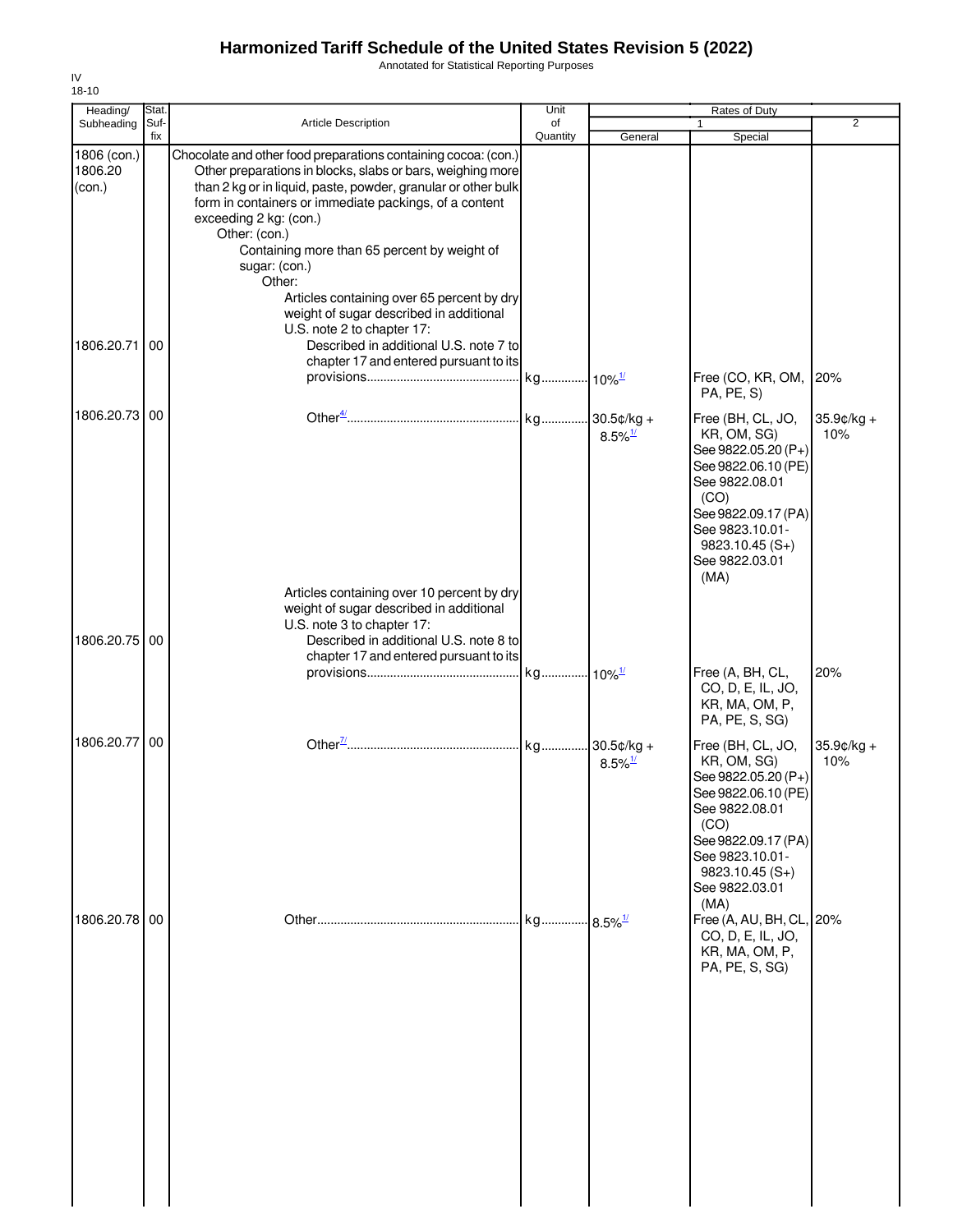# Harmonized Tariff Schedule of the United States Revision 5 (2022)

Annotated for Statistical Reporting Purposes

IV
18-10

| Heading/ Subheading | Stat. Suf- fix | Article Description | Unit of Quantity | Rates of Duty 1 General | Special | 2 |
|---|---|---|---|---|---|---|
| 1806 (con.) 1806.20 (con.) | | Chocolate and other food preparations containing cocoa: (con.) Other preparations in blocks, slabs or bars, weighing more than 2 kg or in liquid, paste, powder, granular or other bulk form in containers or immediate packings, of a content exceeding 2 kg: (con.) Other: (con.) Containing more than 65 percent by weight of sugar: (con.) Other: Articles containing over 65 percent by dry weight of sugar described in additional U.S. note 2 to chapter 17: | | | | |
| 1806.20.71 | 00 | Described in additional U.S. note 7 to chapter 17 and entered pursuant to its provisions | kg | 10%[1/] | Free (CO, KR, OM, PA, PE, S) | 20% |
| 1806.20.73 | 00 | Other[4/] | kg | 30.5¢/kg + 8.5%[1/] | Free (BH, CL, JO, KR, OM, SG) See 9822.05.20 (P+) See 9822.06.10 (PE) See 9822.08.01 (CO) See 9822.09.17 (PA) See 9823.10.01-9823.10.45 (S+) See 9822.03.01 (MA) | 35.9¢/kg + 10% |
| | | Articles containing over 10 percent by dry weight of sugar described in additional U.S. note 3 to chapter 17: | | | | |
| 1806.20.75 | 00 | Described in additional U.S. note 8 to chapter 17 and entered pursuant to its provisions | kg | 10%[1/] | Free (A, BH, CL, CO, D, E, IL, JO, KR, MA, OM, P, PA, PE, S, SG) | 20% |
| 1806.20.77 | 00 | Other[7/] | kg | 30.5¢/kg + 8.5%[1/] | Free (BH, CL, JO, KR, OM, SG) See 9822.05.20 (P+) See 9822.06.10 (PE) See 9822.08.01 (CO) See 9822.09.17 (PA) See 9823.10.01-9823.10.45 (S+) See 9822.03.01 (MA) | 35.9¢/kg + 10% |
| 1806.20.78 | 00 | Other | kg | 8.5%[1/] | Free (A, AU, BH, CL, CO, D, E, IL, JO, KR, MA, OM, P, PA, PE, S, SG) | 20% |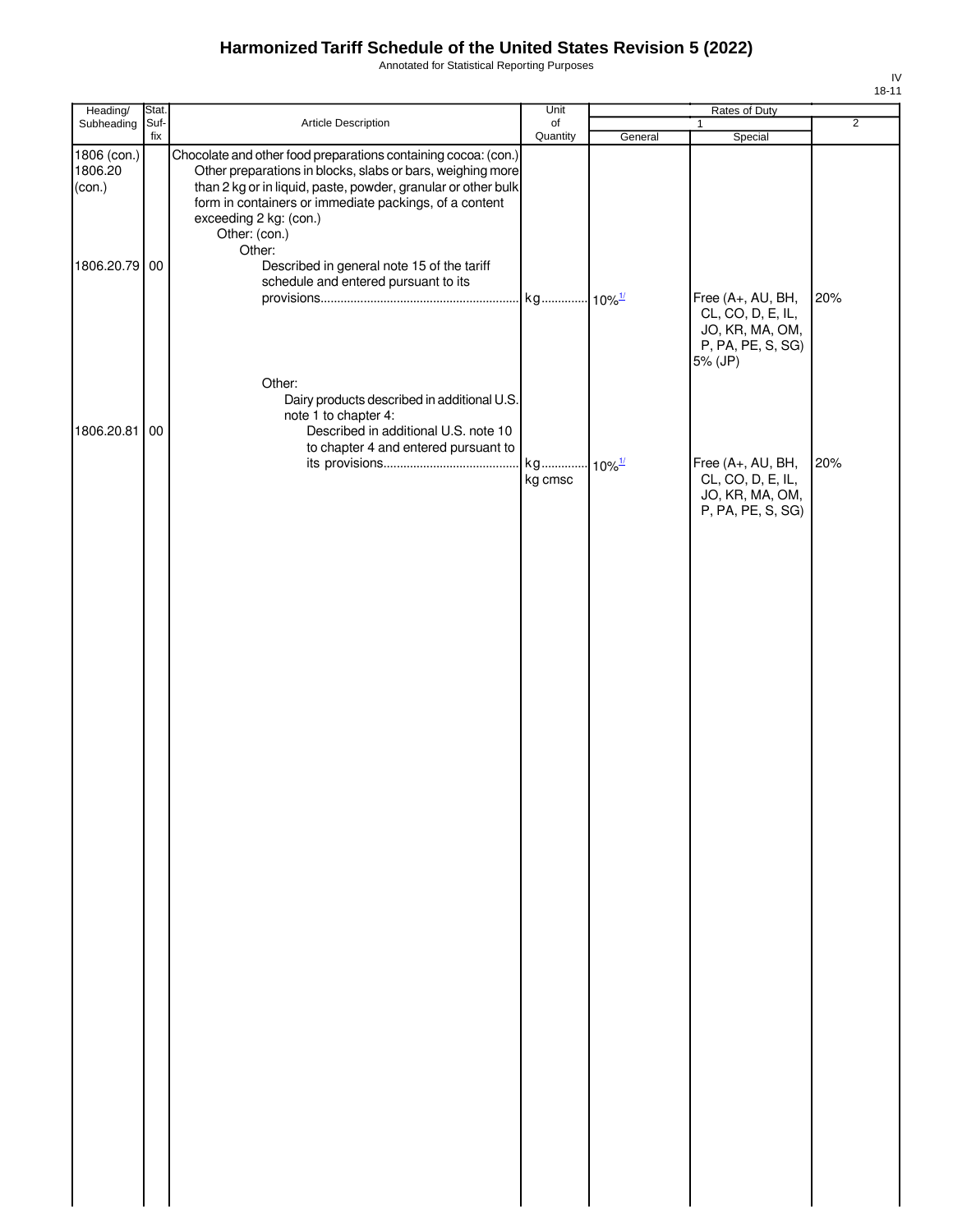# Harmonized Tariff Schedule of the United States Revision 5 (2022)

Annotated for Statistical Reporting Purposes

IV
18-11

| Heading/ Subheading | Stat. Suf- fix | Article Description | Unit of Quantity | Rates of Duty 1 General | Rates of Duty 1 Special | Rates of Duty 2 |
|---|---|---|---|---|---|---|
| 1806 (con.) 1806.20 (con.) | | Chocolate and other food preparations containing cocoa: (con.) Other preparations in blocks, slabs or bars, weighing more than 2 kg or in liquid, paste, powder, granular or other bulk form in containers or immediate packings, of a content exceeding 2 kg: (con.) Other: (con.) Other: | | | | |
| 1806.20.79 | 00 | Described in general note 15 of the tariff schedule and entered pursuant to its provisions | kg | 10%[1/] | Free (A+, AU, BH, CL, CO, D, E, IL, JO, KR, MA, OM, P, PA, PE, S, SG) 5% (JP) | 20% |
| | | Other: Dairy products described in additional U.S. note 1 to chapter 4: | | | | |
| 1806.20.81 | 00 | Described in additional U.S. note 10 to chapter 4 and entered pursuant to its provisions | kg kg cmsc | 10%[1/] | Free (A+, AU, BH, CL, CO, D, E, IL, JO, KR, MA, OM, P, PA, PE, S, SG) | 20% |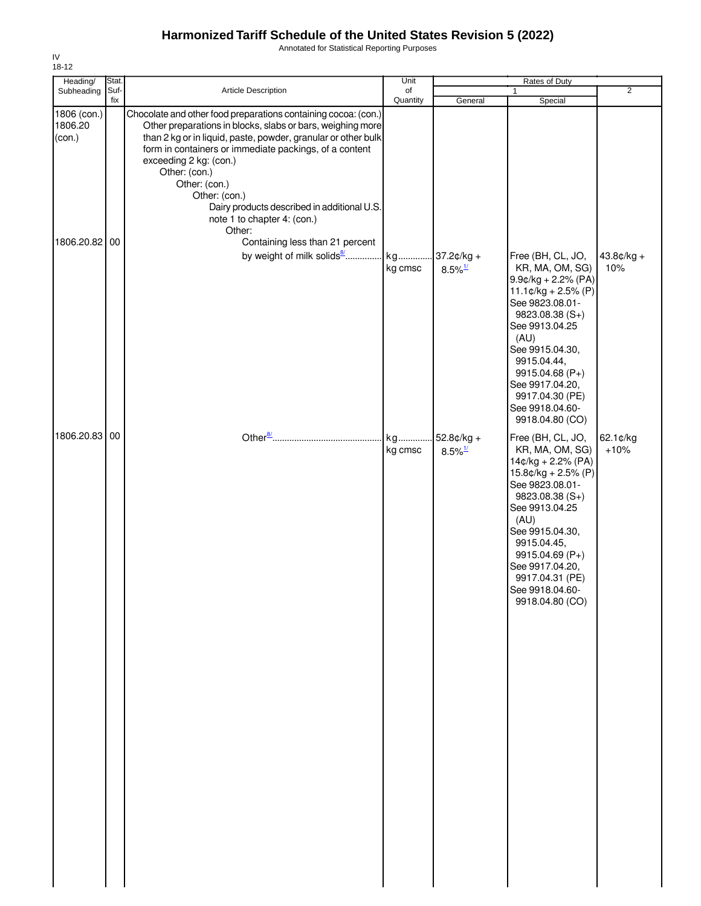# Harmonized Tariff Schedule of the United States Revision 5 (2022)

Annotated for Statistical Reporting Purposes

IV
18-12

| Heading/ Subheading | Stat. Suf-fix | Article Description | Unit of Quantity | Rates of Duty 1 General | Special | 2 |
|---|---|---|---|---|---|---|
| 1806 (con.) 1806.20 (con.) | | Chocolate and other food preparations containing cocoa: (con.) Other preparations in blocks, slabs or bars, weighing more than 2 kg or in liquid, paste, powder, granular or other bulk form in containers or immediate packings, of a content exceeding 2 kg: (con.) Other: (con.) Other: (con.) Other: (con.) Dairy products described in additional U.S. note 1 to chapter 4: (con.) Other: | | | | |
| 1806.20.82 | 00 | Containing less than 21 percent by weight of milk solids[8/] | kg kg cmsc | 37.2¢/kg + 8.5%[1/] | Free (BH, CL, JO, KR, MA, OM, SG) 9.9¢/kg + 2.2% (PA) 11.1¢/kg + 2.5% (P) See 9823.08.01-9823.08.38 (S+) See 9913.04.25 (AU) See 9915.04.30, 9915.04.44, 9915.04.68 (P+) See 9917.04.20, 9917.04.30 (PE) See 9918.04.60-9918.04.80 (CO) | 43.8¢/kg + 10% |
| 1806.20.83 | 00 | Other[8/] | kg kg cmsc | 52.8¢/kg + 8.5%[1/] | Free (BH, CL, JO, KR, MA, OM, SG) 14¢/kg + 2.2% (PA) 15.8¢/kg + 2.5% (P) See 9823.08.01-9823.08.38 (S+) See 9913.04.25 (AU) See 9915.04.30, 9915.04.45, 9915.04.69 (P+) See 9917.04.20, 9917.04.31 (PE) See 9918.04.60-9918.04.80 (CO) | 62.1¢/kg +10% |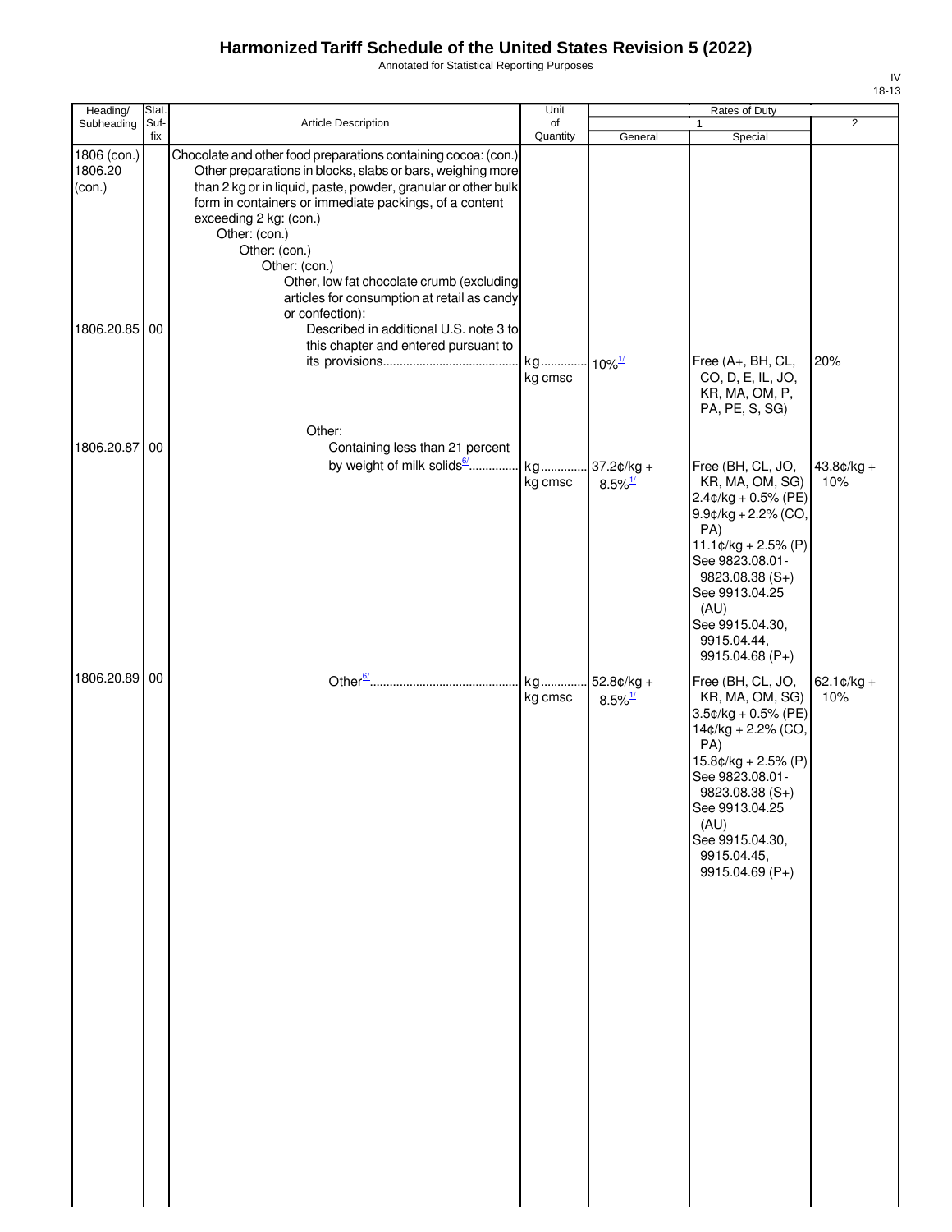# Harmonized Tariff Schedule of the United States Revision 5 (2022)

Annotated for Statistical Reporting Purposes

| Heading/ Subheading | Stat. Suf- fix | Article Description | Unit of Quantity | Rates of Duty 1 General | Special | 2 |
|---|---|---|---|---|---|---|
| 1806 (con.) 1806.20 (con.) | | Chocolate and other food preparations containing cocoa: (con.) Other preparations in blocks, slabs or bars, weighing more than 2 kg or in liquid, paste, powder, granular or other bulk form in containers or immediate packings, of a content exceeding 2 kg: (con.) Other: (con.) Other: (con.) Other: (con.) Other, low fat chocolate crumb (excluding articles for consumption at retail as candy or confection): | | | | |
| 1806.20.85 | 00 | Described in additional U.S. note 3 to this chapter and entered pursuant to its provisions | kg kg cmsc | 10%[1/] | Free (A+, BH, CL, CO, D, E, IL, JO, KR, MA, OM, P, PA, PE, S, SG) | 20% |
| | | Other: | | | | |
| 1806.20.87 | 00 | Containing less than 21 percent by weight of milk solids[6/] | kg kg cmsc | 37.2¢/kg + 8.5%[1/] | Free (BH, CL, JO, KR, MA, OM, SG) 2.4¢/kg + 0.5% (PE) 9.9¢/kg + 2.2% (CO, PA) 11.1¢/kg + 2.5% (P) See 9823.08.01-9823.08.38 (S+) See 9913.04.25 (AU) See 9915.04.30, 9915.04.44, 9915.04.68 (P+) | 43.8¢/kg + 10% |
| 1806.20.89 | 00 | Other[6/] | kg kg cmsc | 52.8¢/kg + 8.5%[1/] | Free (BH, CL, JO, KR, MA, OM, SG) 3.5¢/kg + 0.5% (PE) 14¢/kg + 2.2% (CO, PA) 15.8¢/kg + 2.5% (P) See 9823.08.01-9823.08.38 (S+) See 9913.04.25 (AU) See 9915.04.30, 9915.04.45, 9915.04.69 (P+) | 62.1¢/kg + 10% |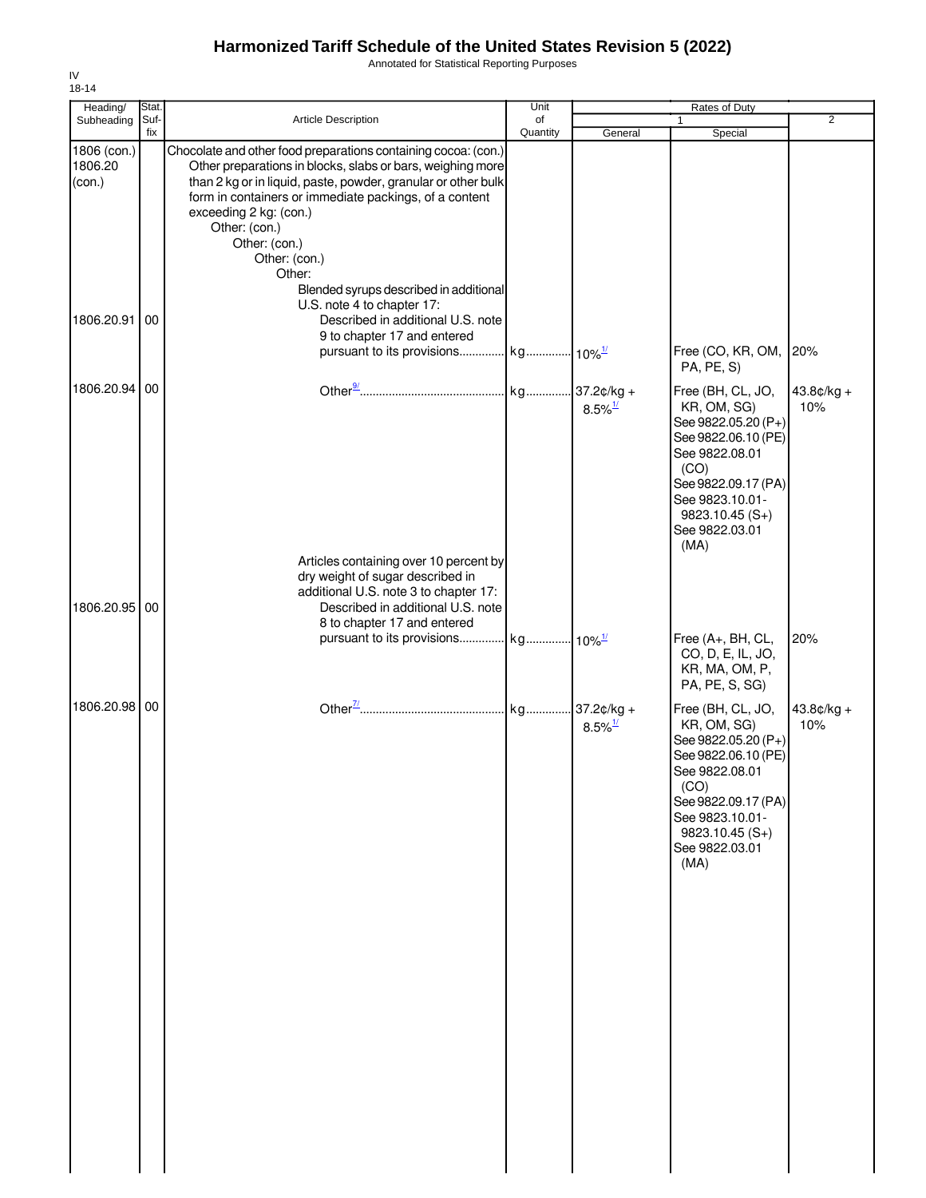# Harmonized Tariff Schedule of the United States Revision 5 (2022)

Annotated for Statistical Reporting Purposes

IV
18-14

| Heading/ Subheading | Stat. Suf- fix | Article Description | Unit of Quantity | Rates of Duty 1 General | Special | 2 |
|---|---|---|---|---|---|---|
| 1806 (con.) 1806.20 (con.) | | Chocolate and other food preparations containing cocoa: (con.) Other preparations in blocks, slabs or bars, weighing more than 2 kg or in liquid, paste, powder, granular or other bulk form in containers or immediate packings, of a content exceeding 2 kg: (con.) Other: (con.) Other: (con.) Other: (con.) Other: Blended syrups described in additional U.S. note 4 to chapter 17: | | | | |
| 1806.20.91 | 00 | Described in additional U.S. note 9 to chapter 17 and entered pursuant to its provisions | kg | 10%[1/] | Free (CO, KR, OM, PA, PE, S) | 20% |
| 1806.20.94 | 00 | Other[9/] | kg | 37.2¢/kg + 8.5%[1/] | Free (BH, CL, JO, KR, OM, SG) See 9822.05.20 (P+) See 9822.06.10 (PE) See 9822.08.01 (CO) See 9822.09.17 (PA) See 9823.10.01-9823.10.45 (S+) See 9822.03.01 (MA) | 43.8¢/kg + 10% |
| | | Articles containing over 10 percent by dry weight of sugar described in additional U.S. note 3 to chapter 17: | | | | |
| 1806.20.95 | 00 | Described in additional U.S. note 8 to chapter 17 and entered pursuant to its provisions | kg | 10%[1/] | Free (A+, BH, CL, CO, D, E, IL, JO, KR, MA, OM, P, PA, PE, S, SG) | 20% |
| 1806.20.98 | 00 | Other[7/] | kg | 37.2¢/kg + 8.5%[1/] | Free (BH, CL, JO, KR, OM, SG) See 9822.05.20 (P+) See 9822.06.10 (PE) See 9822.08.01 (CO) See 9822.09.17 (PA) See 9823.10.01-9823.10.45 (S+) See 9822.03.01 (MA) | 43.8¢/kg + 10% |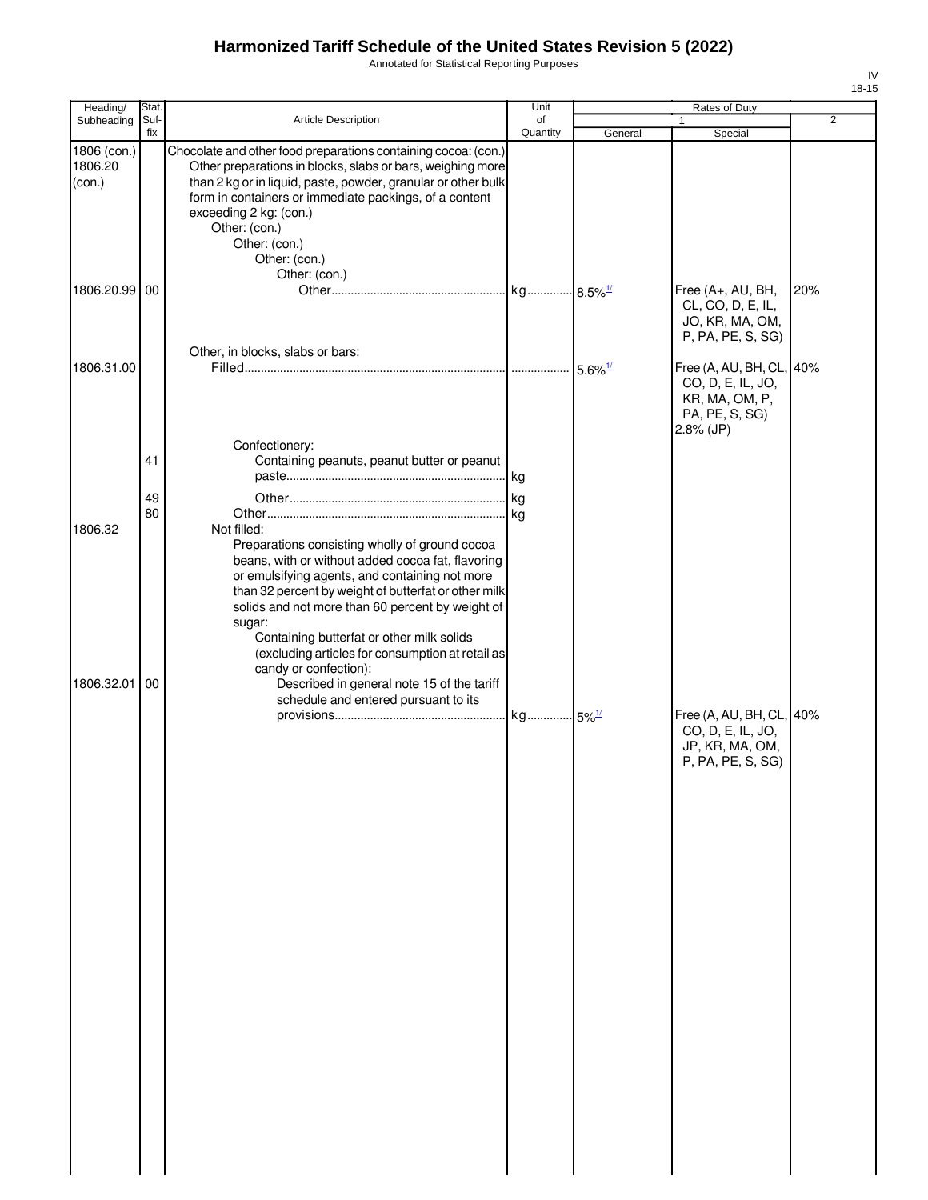# Harmonized Tariff Schedule of the United States Revision 5 (2022)

Annotated for Statistical Reporting Purposes

IV
18-15

| Heading/ Subheading | Stat. Suf- fix | Article Description | Unit of Quantity | Rates of Duty 1 General | Special | 2 |
|---|---|---|---|---|---|---|
| 1806 (con.) 1806.20 (con.) | | Chocolate and other food preparations containing cocoa: (con.) Other preparations in blocks, slabs or bars, weighing more than 2 kg or in liquid, paste, powder, granular or other bulk form in containers or immediate packings, of a content exceeding 2 kg: (con.) Other: (con.) Other: (con.) Other: (con.) Other: (con.) | | | | |
| 1806.20.99 | 00 | Other | kg | 8.5%[1/] | Free (A+, AU, BH, CL, CO, D, E, IL, JO, KR, MA, OM, P, PA, PE, S, SG) | 20% |
| | | Other, in blocks, slabs or bars: | | | | |
| 1806.31.00 | | Filled | | 5.6%[1/] | Free (A, AU, BH, CL, CO, D, E, IL, JO, KR, MA, OM, P, PA, PE, S, SG) 2.8% (JP) | 40% |
| | | Confectionery: | | | | |
| | 41 | Containing peanuts, peanut butter or peanut paste | kg | | | |
| | 49 | Other | kg | | | |
| | 80 | Other | kg | | | |
| 1806.32 | | Not filled: Preparations consisting wholly of ground cocoa beans, with or without added cocoa fat, flavoring or emulsifying agents, and containing not more than 32 percent by weight of butterfat or other milk solids and not more than 60 percent by weight of sugar: Containing butterfat or other milk solids (excluding articles for consumption at retail as candy or confection): | | | | |
| 1806.32.01 | 00 | Described in general note 15 of the tariff schedule and entered pursuant to its provisions | kg | 5%[1/] | Free (A, AU, BH, CL, CO, D, E, IL, JO, JP, KR, MA, OM, P, PA, PE, S, SG) | 40% |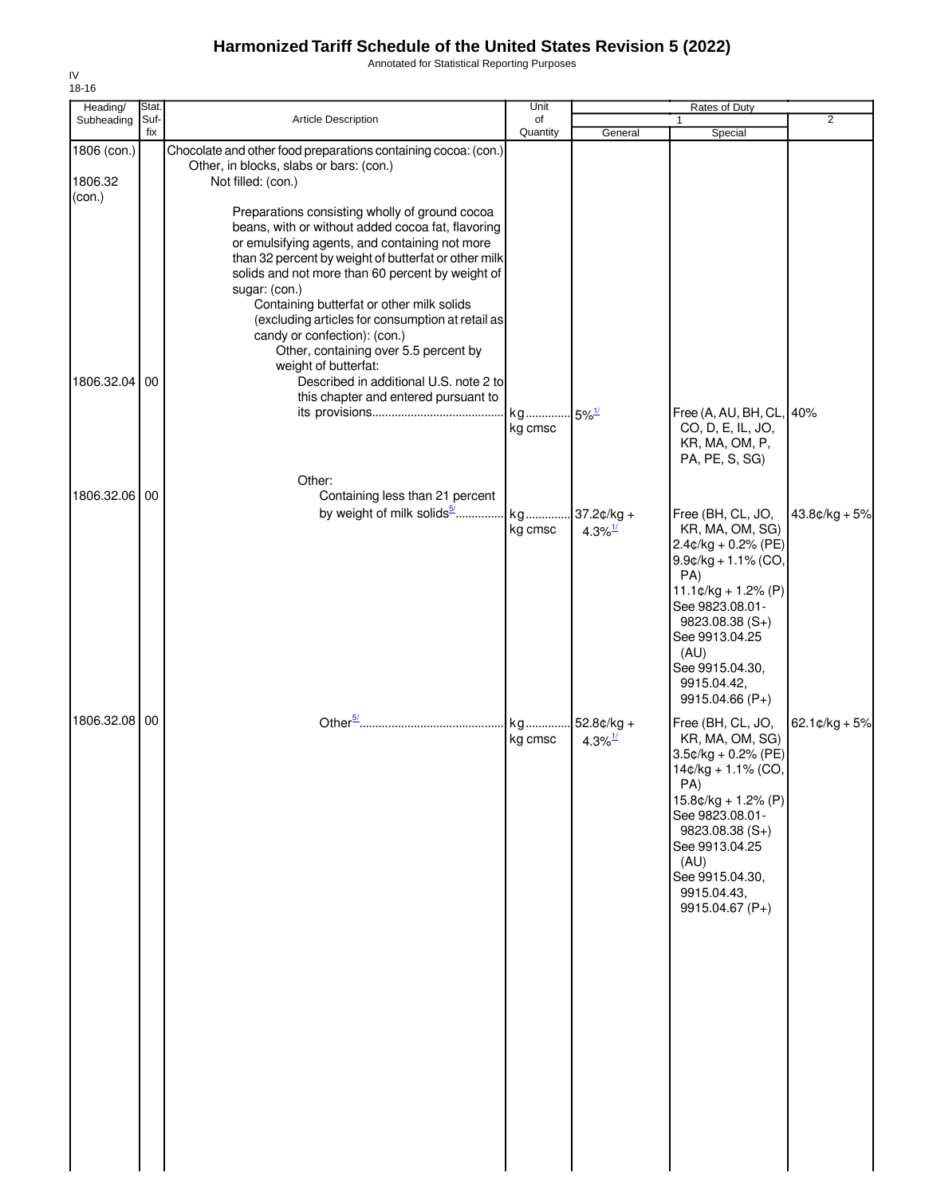# Harmonized Tariff Schedule of the United States Revision 5 (2022)

Annotated for Statistical Reporting Purposes

IV
18-16

| Heading/ Subheading | Stat. Suf- fix | Article Description | Unit of Quantity | Rates of Duty 1 General | Special | 2 |
|---|---|---|---|---|---|---|
| 1806 (con.) | | Chocolate and other food preparations containing cocoa: (con.) | | | | |
| | | Other, in blocks, slabs or bars: (con.) | | | | |
| 1806.32 (con.) | | Not filled: (con.) | | | | |
| | | Preparations consisting wholly of ground cocoa beans, with or without added cocoa fat, flavoring or emulsifying agents, and containing not more than 32 percent by weight of butterfat or other milk solids and not more than 60 percent by weight of sugar: (con.) | | | | |
| | | Containing butterfat or other milk solids (excluding articles for consumption at retail as candy or confection): (con.) | | | | |
| | | Other, containing over 5.5 percent by weight of butterfat: | | | | |
| 1806.32.04 | 00 | Described in additional U.S. note 2 to this chapter and entered pursuant to its provisions | kg kg cmsc | 5%[1/] | Free (A, AU, BH, CL, CO, D, E, IL, JO, KR, MA, OM, P, PA, PE, S, SG) | 40% |
| | | Other: | | | | |
| 1806.32.06 | 00 | Containing less than 21 percent by weight of milk solids[5/] | kg kg cmsc | 37.2¢/kg + 4.3%[1/] | Free (BH, CL, JO, KR, MA, OM, SG) 2.4¢/kg + 0.2% (PE) 9.9¢/kg + 1.1% (CO, PA) 11.1¢/kg + 1.2% (P) See 9823.08.01-9823.08.38 (S+) See 9913.04.25 (AU) See 9915.04.30, 9915.04.42, 9915.04.66 (P+) | 43.8¢/kg + 5% |
| 1806.32.08 | 00 | Other[5/] | kg kg cmsc | 52.8¢/kg + 4.3%[1/] | Free (BH, CL, JO, KR, MA, OM, SG) 3.5¢/kg + 0.2% (PE) 14¢/kg + 1.1% (CO, PA) 15.8¢/kg + 1.2% (P) See 9823.08.01-9823.08.38 (S+) See 9913.04.25 (AU) See 9915.04.30, 9915.04.43, 9915.04.67 (P+) | 62.1¢/kg + 5% |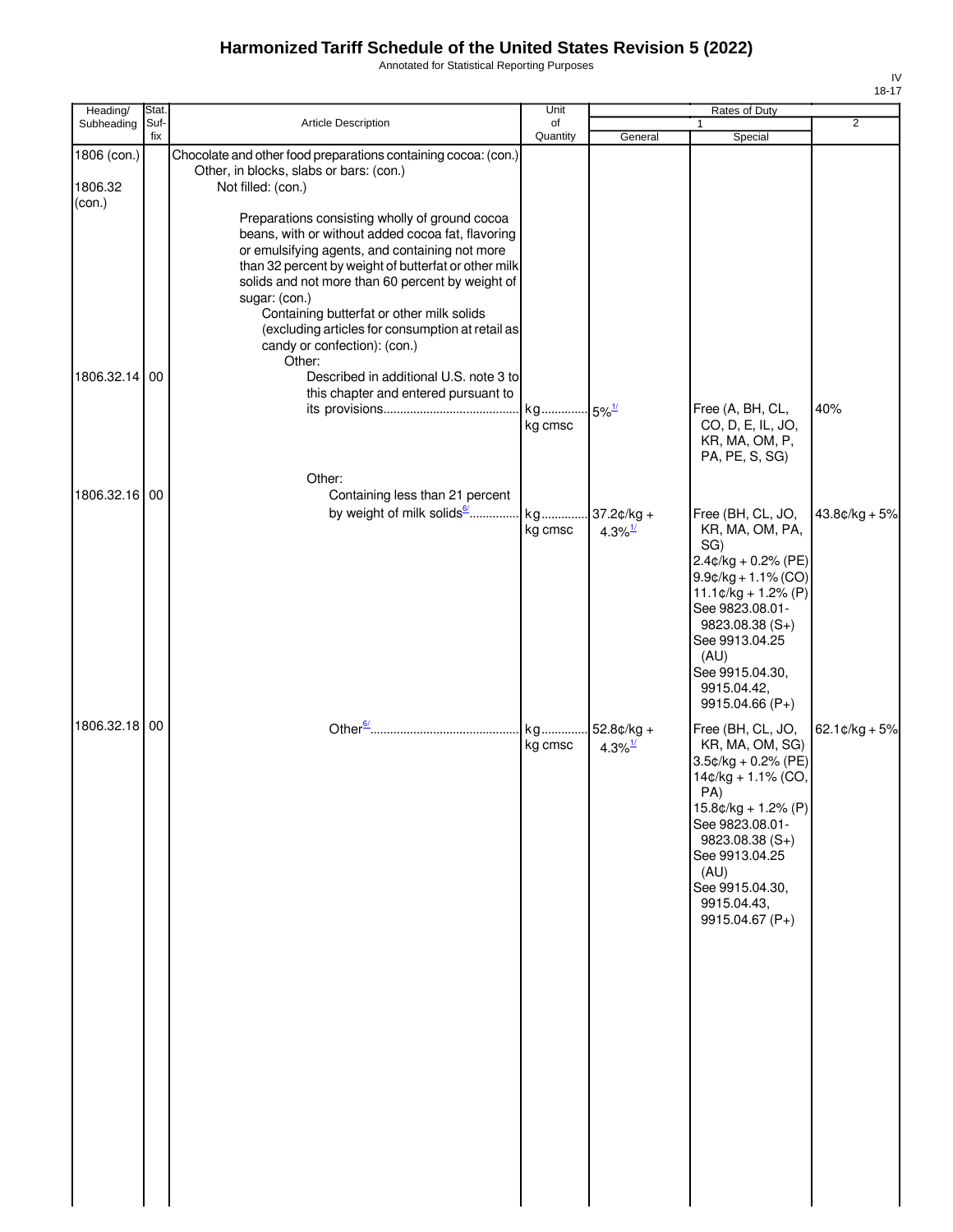# Harmonized Tariff Schedule of the United States Revision 5 (2022)

Annotated for Statistical Reporting Purposes

IV
18-17

| Heading/ Subheading | Stat. Suf- fix | Article Description | Unit of Quantity | Rates of Duty 1 General | Special | 2 |
|---|---|---|---|---|---|---|
| 1806 (con.) | | Chocolate and other food preparations containing cocoa: (con.) | | | | |
| | | Other, in blocks, slabs or bars: (con.) | | | | |
| 1806.32 (con.) | | Not filled: (con.) | | | | |
| | | Preparations consisting wholly of ground cocoa beans, with or without added cocoa fat, flavoring or emulsifying agents, and containing not more than 32 percent by weight of butterfat or other milk solids and not more than 60 percent by weight of sugar: (con.) | | | | |
| | | Containing butterfat or other milk solids (excluding articles for consumption at retail as candy or confection): (con.) | | | | |
| | | Other: | | | | |
| 1806.32.14 | 00 | Described in additional U.S. note 3 to this chapter and entered pursuant to its provisions | kg kg cmsc | 5%[1/] | Free (A, BH, CL, CO, D, E, IL, JO, KR, MA, OM, P, PA, PE, S, SG) | 40% |
| | | Other: | | | | |
| 1806.32.16 | 00 | Containing less than 21 percent by weight of milk solids[6/] | kg kg cmsc | 37.2¢/kg + 4.3%[1/] | Free (BH, CL, JO, KR, MA, OM, PA, SG) 2.4¢/kg + 0.2% (PE) 9.9¢/kg + 1.1% (CO) 11.1¢/kg + 1.2% (P) See 9823.08.01-9823.08.38 (S+) See 9913.04.25 (AU) See 9915.04.30, 9915.04.42, 9915.04.66 (P+) | 43.8¢/kg + 5% |
| 1806.32.18 | 00 | Other[6/] | kg kg cmsc | 52.8¢/kg + 4.3%[1/] | Free (BH, CL, JO, KR, MA, OM, SG) 3.5¢/kg + 0.2% (PE) 14¢/kg + 1.1% (CO, PA) 15.8¢/kg + 1.2% (P) See 9823.08.01-9823.08.38 (S+) See 9913.04.25 (AU) See 9915.04.30, 9915.04.43, 9915.04.67 (P+) | 62.1¢/kg + 5% |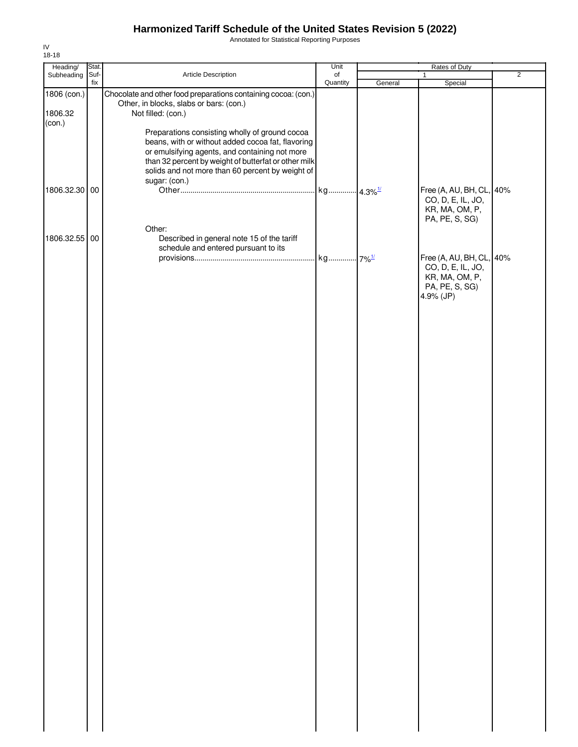# Harmonized Tariff Schedule of the United States Revision 5 (2022)

Annotated for Statistical Reporting Purposes

IV
18-18

| Heading/ Subheading | Stat. Suf- fix | Article Description | Unit of Quantity | Rates of Duty 1 General | Special | 2 |
|---|---|---|---|---|---|---|
| 1806 (con.) | | Chocolate and other food preparations containing cocoa: (con.) | | | | |
| | | Other, in blocks, slabs or bars: (con.) | | | | |
| 1806.32 (con.) | | Not filled: (con.) | | | | |
| | | Preparations consisting wholly of ground cocoa beans, with or without added cocoa fat, flavoring or emulsifying agents, and containing not more than 32 percent by weight of butterfat or other milk solids and not more than 60 percent by weight of sugar: (con.) | | | | |
| 1806.32.30 | 00 | Other | kg | 4.3%[1/] | Free (A, AU, BH, CL, CO, D, E, IL, JO, KR, MA, OM, P, PA, PE, S, SG) | 40% |
| | | Other: | | | | |
| 1806.32.55 | 00 | Described in general note 15 of the tariff schedule and entered pursuant to its provisions | kg | 7%[1/] | Free (A, AU, BH, CL, CO, D, E, IL, JO, KR, MA, OM, P, PA, PE, S, SG) 4.9% (JP) | 40% |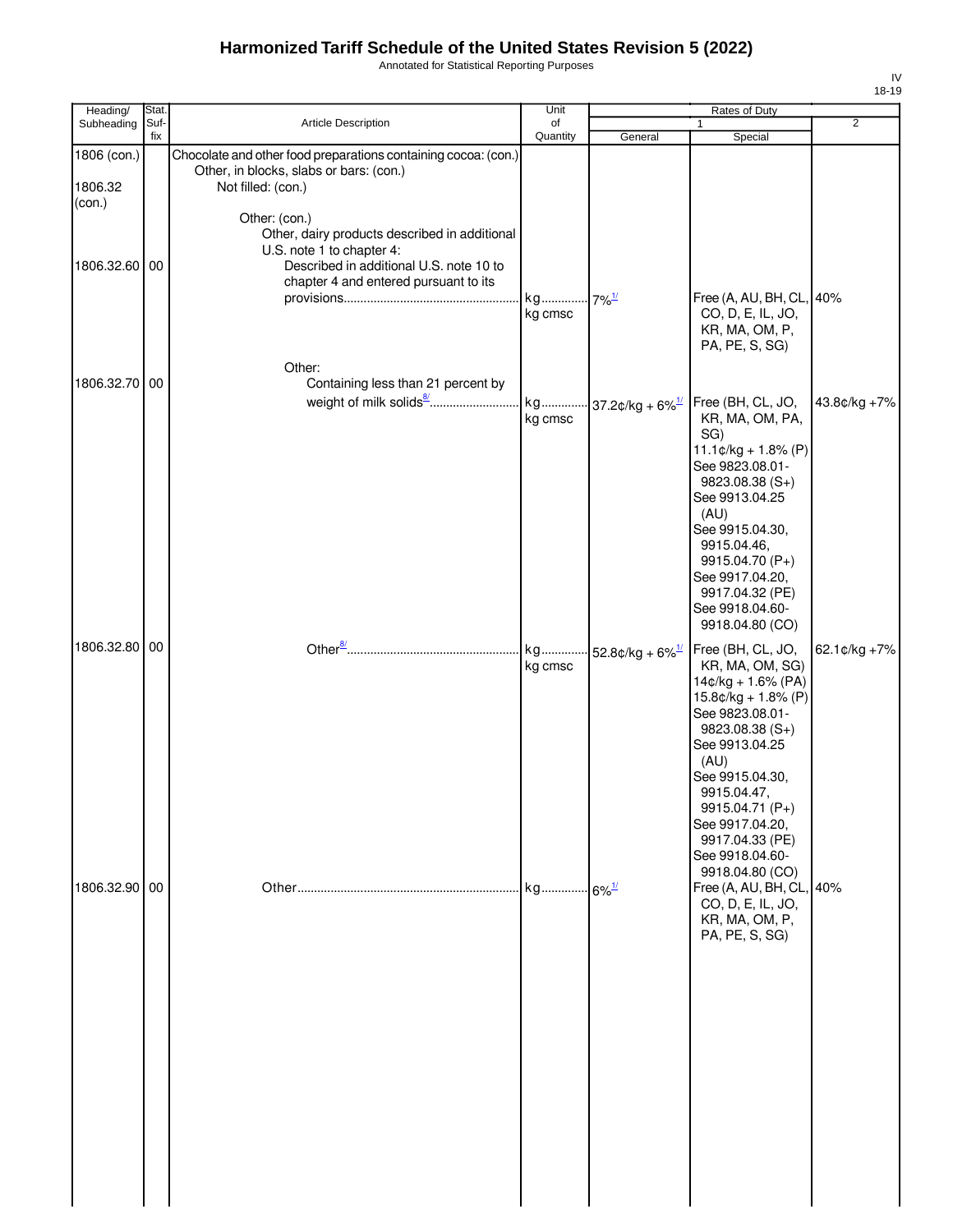# Harmonized Tariff Schedule of the United States Revision 5 (2022)

Annotated for Statistical Reporting Purposes

| Heading/ Subheading | Stat. Suf- fix | Article Description | Unit of Quantity | Rates of Duty 1 General | Rates of Duty 1 Special | Rates of Duty 2 |
|---|---|---|---|---|---|---|
| 1806 (con.) | | Chocolate and other food preparations containing cocoa: (con.) | | | | |
| | | Other, in blocks, slabs or bars: (con.) | | | | |
| 1806.32 (con.) | | Not filled: (con.) | | | | |
| | | Other: (con.) | | | | |
| | | Other, dairy products described in additional U.S. note 1 to chapter 4: | | | | |
| 1806.32.60 | 00 | Described in additional U.S. note 10 to chapter 4 and entered pursuant to its provisions | kg kg cmsc | 7%[1/] | Free (A, AU, BH, CL, CO, D, E, IL, JO, KR, MA, OM, P, PA, PE, S, SG) | 40% |
| | | Other: | | | | |
| 1806.32.70 | 00 | Containing less than 21 percent by weight of milk solids[8/] | kg kg cmsc | 37.2¢/kg + 6%[1/] | Free (BH, CL, JO, KR, MA, OM, PA, SG) 11.1¢/kg + 1.8% (P) See 9823.08.01-9823.08.38 (S+) See 9913.04.25 (AU) See 9915.04.30, 9915.04.46, 9915.04.70 (P+) See 9917.04.20, 9917.04.32 (PE) See 9918.04.60-9918.04.80 (CO) | 43.8¢/kg +7% |
| 1806.32.80 | 00 | Other[8/] | kg kg cmsc | 52.8¢/kg + 6%[1/] | Free (BH, CL, JO, KR, MA, OM, SG) 14¢/kg + 1.6% (PA) 15.8¢/kg + 1.8% (P) See 9823.08.01-9823.08.38 (S+) See 9913.04.25 (AU) See 9915.04.30, 9915.04.47, 9915.04.71 (P+) See 9917.04.20, 9917.04.33 (PE) See 9918.04.60-9918.04.80 (CO) | 62.1¢/kg +7% |
| 1806.32.90 | 00 | Other | kg | 6%[1/] | Free (A, AU, BH, CL, CO, D, E, IL, JO, KR, MA, OM, P, PA, PE, S, SG) | 40% |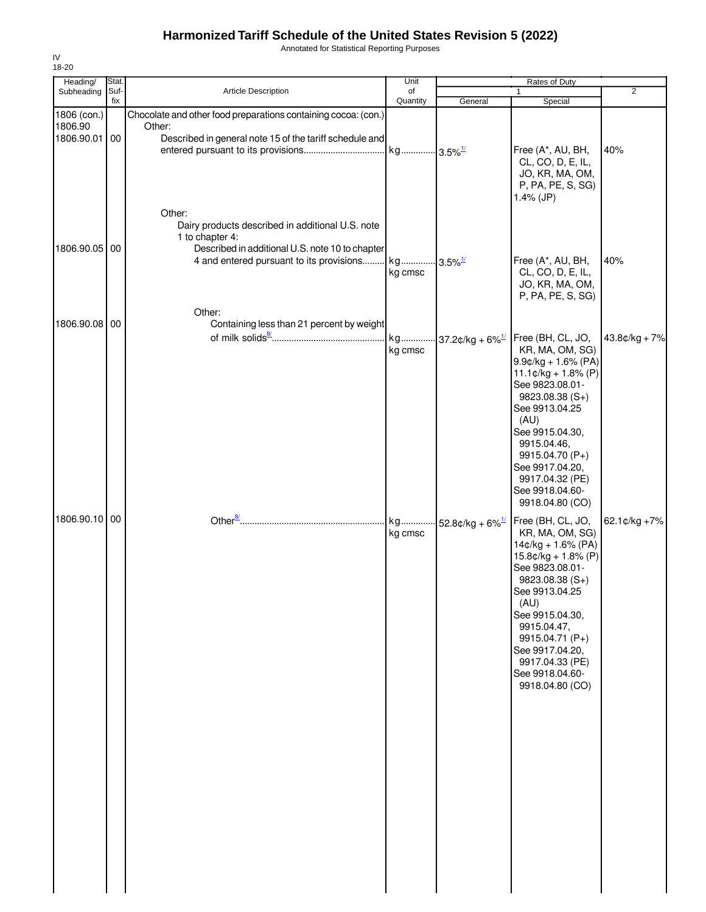# Harmonized Tariff Schedule of the United States Revision 5 (2022)

Annotated for Statistical Reporting Purposes

IV
18-20

| Heading/ Subheading | Stat. Suf- fix | Article Description | Unit of Quantity | Rates of Duty 1 General | Special | 2 |
|---|---|---|---|---|---|---|
| 1806 (con.) | | Chocolate and other food preparations containing cocoa: (con.) | | | | |
| 1806.90 | | Other: | | | | |
| 1806.90.01 | 00 | Described in general note 15 of the tariff schedule and entered pursuant to its provisions | kg | 3.5%[1/] | Free (A*, AU, BH, CL, CO, D, E, IL, JO, KR, MA, OM, P, PA, PE, S, SG) 1.4% (JP) | 40% |
| | | Other: | | | | |
| | | Dairy products described in additional U.S. note 1 to chapter 4: | | | | |
| 1806.90.05 | 00 | Described in additional U.S. note 10 to chapter 4 and entered pursuant to its provisions | kg kg cmsc | 3.5%[1/] | Free (A*, AU, BH, CL, CO, D, E, IL, JO, KR, MA, OM, P, PA, PE, S, SG) | 40% |
| | | Other: | | | | |
| 1806.90.08 | 00 | Containing less than 21 percent by weight of milk solids[8/] | kg kg cmsc | 37.2¢/kg + 6%[1/] | Free (BH, CL, JO, KR, MA, OM, SG) 9.9¢/kg + 1.6% (PA) 11.1¢/kg + 1.8% (P) See 9823.08.01-9823.08.38 (S+) See 9913.04.25 (AU) See 9915.04.30, 9915.04.46, 9915.04.70 (P+) See 9917.04.20, 9917.04.32 (PE) See 9918.04.60-9918.04.80 (CO) | 43.8¢/kg + 7% |
| 1806.90.10 | 00 | Other[8/] | kg kg cmsc | 52.8¢/kg + 6%[1/] | Free (BH, CL, JO, KR, MA, OM, SG) 14¢/kg + 1.6% (PA) 15.8¢/kg + 1.8% (P) See 9823.08.01-9823.08.38 (S+) See 9913.04.25 (AU) See 9915.04.30, 9915.04.47, 9915.04.71 (P+) See 9917.04.20, 9917.04.33 (PE) See 9918.04.60-9918.04.80 (CO) | 62.1¢/kg +7% |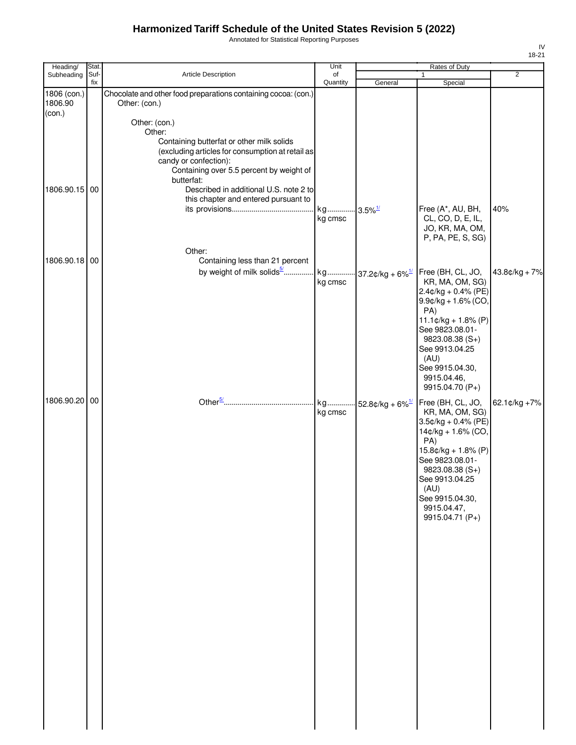# Harmonized Tariff Schedule of the United States Revision 5 (2022)

Annotated for Statistical Reporting Purposes

IV
18-21

| Heading/ Subheading | Stat. Suf- fix | Article Description | Unit of Quantity | Rates of Duty 1 General | Special | 2 |
|---|---|---|---|---|---|---|
| 1806 (con.) 1806.90 (con.) | | Chocolate and other food preparations containing cocoa: (con.) Other: (con.) | | | | |
| | | Other: (con.) | | | | |
| | | Other: | | | | |
| | | Containing butterfat or other milk solids (excluding articles for consumption at retail as candy or confection): | | | | |
| | | Containing over 5.5 percent by weight of butterfat: | | | | |
| 1806.90.15 | 00 | Described in additional U.S. note 2 to this chapter and entered pursuant to its provisions | kg kg cmsc | 3.5%[1/] | Free (A*, AU, BH, CL, CO, D, E, IL, JO, KR, MA, OM, P, PA, PE, S, SG) | 40% |
| | | Other: | | | | |
| 1806.90.18 | 00 | Containing less than 21 percent by weight of milk solids[5/] | kg kg cmsc | 37.2¢/kg + 6%[1/] | Free (BH, CL, JO, KR, MA, OM, SG) 2.4¢/kg + 0.4% (PE) 9.9¢/kg + 1.6% (CO, PA) 11.1¢/kg + 1.8% (P) See 9823.08.01-9823.08.38 (S+) See 9913.04.25 (AU) See 9915.04.30, 9915.04.46, 9915.04.70 (P+) | 43.8¢/kg + 7% |
| 1806.90.20 | 00 | Other[5/] | kg kg cmsc | 52.8¢/kg + 6%[1/] | Free (BH, CL, JO, KR, MA, OM, SG) 3.5¢/kg + 0.4% (PE) 14¢/kg + 1.6% (CO, PA) 15.8¢/kg + 1.8% (P) See 9823.08.01-9823.08.38 (S+) See 9913.04.25 (AU) See 9915.04.30, 9915.04.47, 9915.04.71 (P+) | 62.1¢/kg +7% |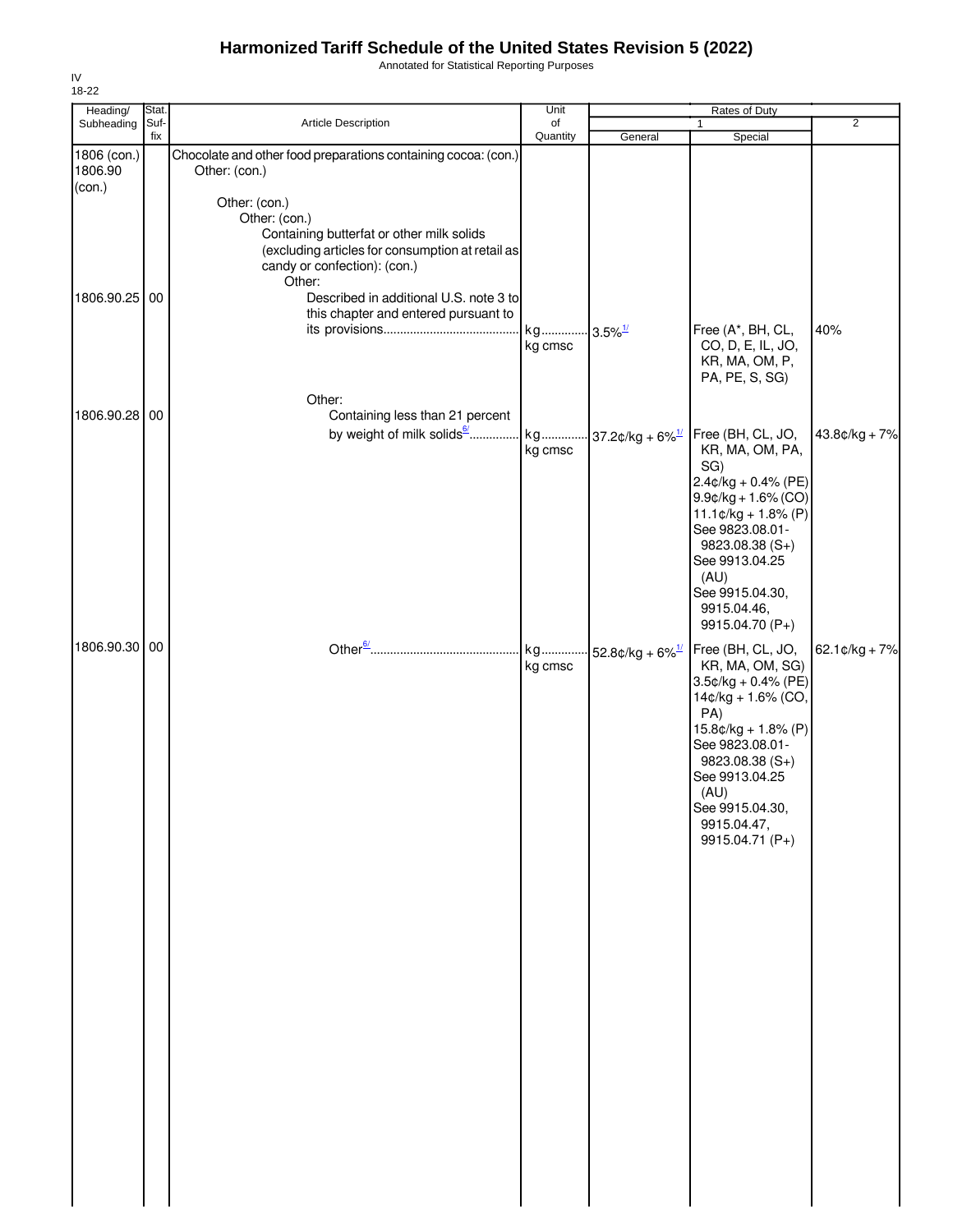# Harmonized Tariff Schedule of the United States Revision 5 (2022)

Annotated for Statistical Reporting Purposes

IV
18-22

| Heading/ Subheading | Stat. Suf- fix | Article Description | Unit of Quantity | Rates of Duty 1 General | Special | 2 |
|---|---|---|---|---|---|---|
| 1806 (con.) 1806.90 (con.) | | Chocolate and other food preparations containing cocoa: (con.) Other: (con.) | | | | |
| | | Other: (con.) | | | | |
| | | Other: (con.) | | | | |
| | | Containing butterfat or other milk solids (excluding articles for consumption at retail as candy or confection): (con.) | | | | |
| | | Other: | | | | |
| 1806.90.25 | 00 | Described in additional U.S. note 3 to this chapter and entered pursuant to its provisions........................................ | kg kg cmsc | 3.5%[1/] | Free (A*, BH, CL, CO, D, E, IL, JO, KR, MA, OM, P, PA, PE, S, SG) | 40% |
| | | Other: | | | | |
| 1806.90.28 | 00 | Containing less than 21 percent by weight of milk solids[6/].............. | kg kg cmsc | 37.2¢/kg + 6%[1/] | Free (BH, CL, JO, KR, MA, OM, PA, SG) 2.4¢/kg + 0.4% (PE) 9.9¢/kg + 1.6% (CO) 11.1¢/kg + 1.8% (P) See 9823.08.01-9823.08.38 (S+) See 9913.04.25 (AU) See 9915.04.30, 9915.04.46, 9915.04.70 (P+) | 43.8¢/kg + 7% |
| 1806.90.30 | 00 | Other[6/]............................................ | kg kg cmsc | 52.8¢/kg + 6%[1/] | Free (BH, CL, JO, KR, MA, OM, SG) 3.5¢/kg + 0.4% (PE) 14¢/kg + 1.6% (CO, PA) 15.8¢/kg + 1.8% (P) See 9823.08.01-9823.08.38 (S+) See 9913.04.25 (AU) See 9915.04.30, 9915.04.47, 9915.04.71 (P+) | 62.1¢/kg + 7% |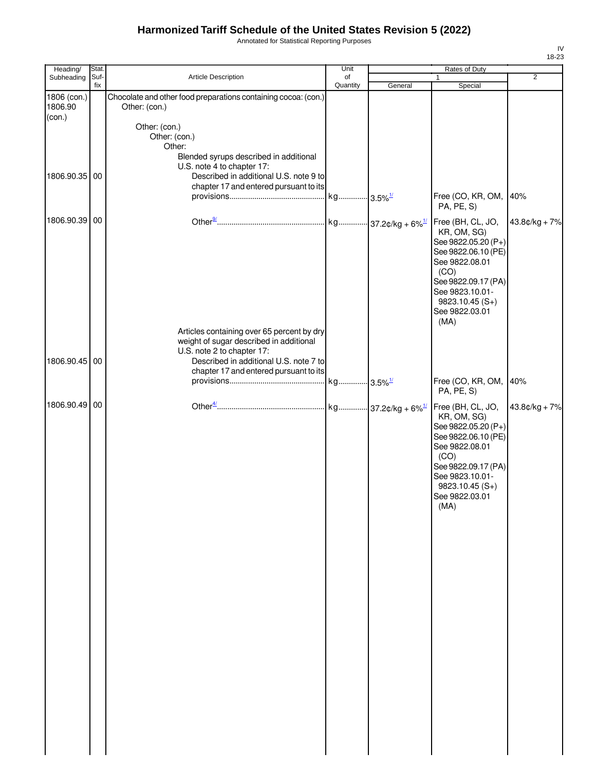# Harmonized Tariff Schedule of the United States Revision 5 (2022)

Annotated for Statistical Reporting Purposes

IV
18-23

| Heading/ Subheading | Stat. Suf-fix | Article Description | Unit of Quantity | Rates of Duty 1 General | Rates of Duty 1 Special | Rates of Duty 2 |
|---|---|---|---|---|---|---|
| 1806 (con.) 1806.90 (con.) | | Chocolate and other food preparations containing cocoa: (con.) Other: (con.) | | | | |
| | | Other: (con.) | | | | |
| | | Other: (con.) | | | | |
| | | Other: | | | | |
| | | Blended syrups described in additional U.S. note 4 to chapter 17: | | | | |
| 1806.90.35 | 00 | Described in additional U.S. note 9 to chapter 17 and entered pursuant to its provisions | kg | 3.5%[1/] | Free (CO, KR, OM, PA, PE, S) | 40% |
| 1806.90.39 | 00 | Other[9/] | kg | 37.2¢/kg + 6%[1/] | Free (BH, CL, JO, KR, OM, SG) See 9822.05.20 (P+) See 9822.06.10 (PE) See 9822.08.01 (CO) See 9822.09.17 (PA) See 9823.10.01-9823.10.45 (S+) See 9822.03.01 (MA) | 43.8¢/kg + 7% |
| | | Articles containing over 65 percent by dry weight of sugar described in additional U.S. note 2 to chapter 17: | | | | |
| 1806.90.45 | 00 | Described in additional U.S. note 7 to chapter 17 and entered pursuant to its provisions | kg | 3.5%[1/] | Free (CO, KR, OM, PA, PE, S) | 40% |
| 1806.90.49 | 00 | Other[4/] | kg | 37.2¢/kg + 6%[1/] | Free (BH, CL, JO, KR, OM, SG) See 9822.05.20 (P+) See 9822.06.10 (PE) See 9822.08.01 (CO) See 9822.09.17 (PA) See 9823.10.01-9823.10.45 (S+) See 9822.03.01 (MA) | 43.8¢/kg + 7% |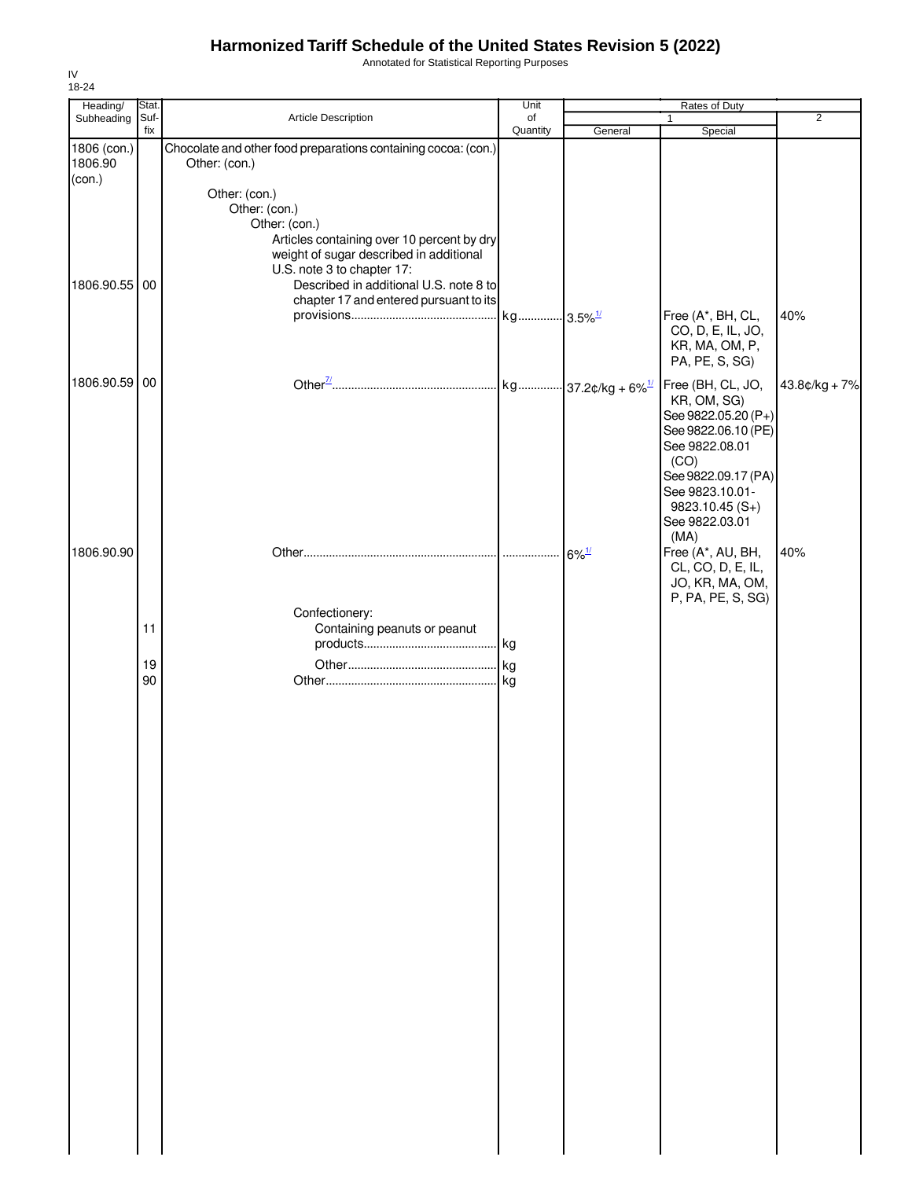# Harmonized Tariff Schedule of the United States Revision 5 (2022)

Annotated for Statistical Reporting Purposes

IV
18-24

| Heading/ Subheading | Stat. Suf- fix | Article Description | Unit of Quantity | Rates of Duty 1 General | Special | 2 |
|---|---|---|---|---|---|---|
| 1806 (con.) 1806.90 (con.) | | Chocolate and other food preparations containing cocoa: (con.) Other: (con.) | | | | |
| | | Other: (con.) Other: (con.) Other: (con.) Articles containing over 10 percent by dry weight of sugar described in additional U.S. note 3 to chapter 17: | | | | |
| 1806.90.55 | 00 | Described in additional U.S. note 8 to chapter 17 and entered pursuant to its provisions | kg | 3.5%[1/] | Free (A*, BH, CL, CO, D, E, IL, JO, KR, MA, OM, P, PA, PE, S, SG) | 40% |
| 1806.90.59 | 00 | Other[7/] | kg | 37.2¢/kg + 6%[1/] | Free (BH, CL, JO, KR, OM, SG) See 9822.05.20 (P+) See 9822.06.10 (PE) See 9822.08.01 (CO) See 9822.09.17 (PA) See 9823.10.01-9823.10.45 (S+) See 9822.03.01 (MA) | 43.8¢/kg + 7% |
| 1806.90.90 | | Other | | 6%[1/] | Free (A*, AU, BH, CL, CO, D, E, IL, JO, KR, MA, OM, P, PA, PE, S, SG) | 40% |
| | | Confectionery: | | | | |
| | 11 | Containing peanuts or peanut products | kg | | | |
| | 19 | Other | kg | | | |
| | 90 | Other | kg | | | |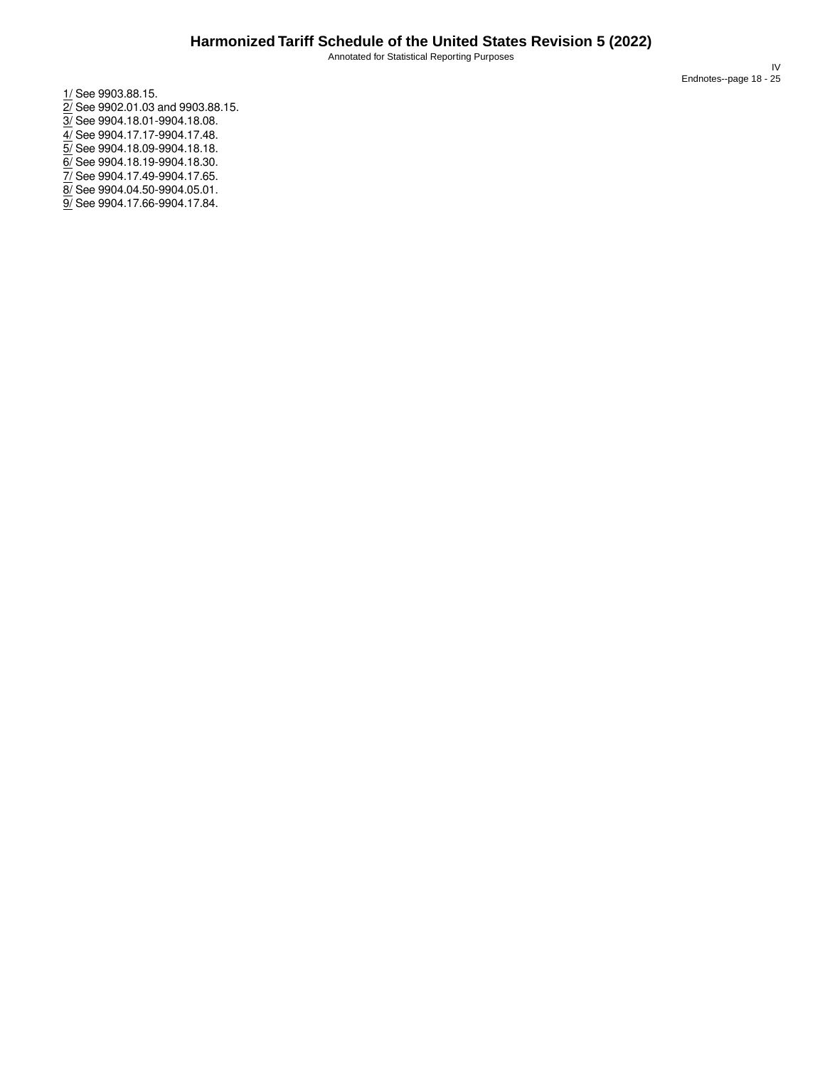1/ See 9903.88.15.
2/ See 9902.01.03 and 9903.88.15.
3/ See 9904.18.01-9904.18.08.
4/ See 9904.17.17-9904.17.48.
5/ See 9904.18.09-9904.18.18.
6/ See 9904.18.19-9904.18.30.
7/ See 9904.17.49-9904.17.65.
8/ See 9904.04.50-9904.05.01.
9/ See 9904.17.66-9904.17.84.